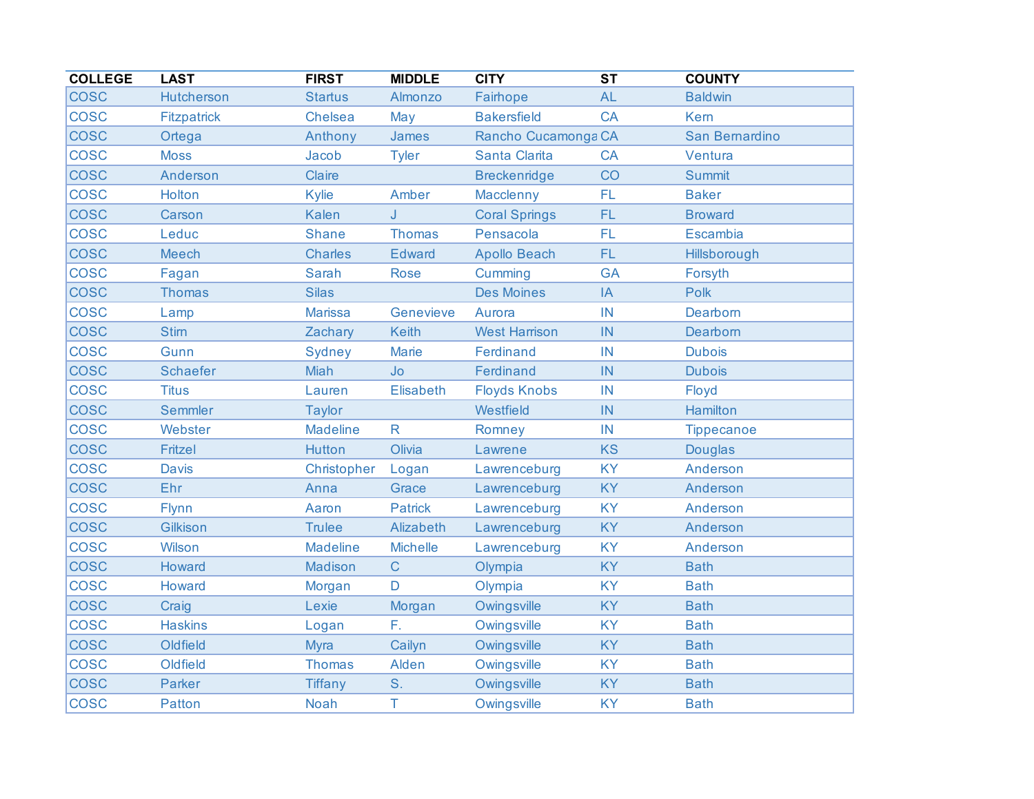| COLLEGE | LAST | FIRST | MIDDLE | CITY | ST | COUNTY |
|---|---|---|---|---|---|---|
| COSC | Hutcherson | Startus | Almonzo | Fairhope | AL | Baldwin |
| COSC | Fitzpatrick | Chelsea | May | Bakersfield | CA | Kern |
| COSC | Ortega | Anthony | James | Rancho Cucamonga | CA | San Bernardino |
| COSC | Moss | Jacob | Tyler | Santa Clarita | CA | Ventura |
| COSC | Anderson | Claire | | Breckenridge | CO | Summit |
| COSC | Holton | Kylie | Amber | Macclenny | FL | Baker |
| COSC | Carson | Kalen | J | Coral Springs | FL | Broward |
| COSC | Leduc | Shane | Thomas | Pensacola | FL | Escambia |
| COSC | Meech | Charles | Edward | Apollo Beach | FL | Hillsborough |
| COSC | Fagan | Sarah | Rose | Cumming | GA | Forsyth |
| COSC | Thomas | Silas | | Des Moines | IA | Polk |
| COSC | Lamp | Marissa | Genevieve | Aurora | IN | Dearborn |
| COSC | Stirn | Zachary | Keith | West Harrison | IN | Dearborn |
| COSC | Gunn | Sydney | Marie | Ferdinand | IN | Dubois |
| COSC | Schaefer | Miah | Jo | Ferdinand | IN | Dubois |
| COSC | Titus | Lauren | Elisabeth | Floyds Knobs | IN | Floyd |
| COSC | Semmler | Taylor | | Westfield | IN | Hamilton |
| COSC | Webster | Madeline | R | Romney | IN | Tippecanoe |
| COSC | Fritzel | Hutton | Olivia | Lawrene | KS | Douglas |
| COSC | Davis | Christopher | Logan | Lawrenceburg | KY | Anderson |
| COSC | Ehr | Anna | Grace | Lawrenceburg | KY | Anderson |
| COSC | Flynn | Aaron | Patrick | Lawrenceburg | KY | Anderson |
| COSC | Gilkison | Trulee | Alizabeth | Lawrenceburg | KY | Anderson |
| COSC | Wilson | Madeline | Michelle | Lawrenceburg | KY | Anderson |
| COSC | Howard | Madison | C | Olympia | KY | Bath |
| COSC | Howard | Morgan | D | Olympia | KY | Bath |
| COSC | Craig | Lexie | Morgan | Owingsville | KY | Bath |
| COSC | Haskins | Logan | F. | Owingsville | KY | Bath |
| COSC | Oldfield | Myra | Cailyn | Owingsville | KY | Bath |
| COSC | Oldfield | Thomas | Alden | Owingsville | KY | Bath |
| COSC | Parker | Tiffany | S. | Owingsville | KY | Bath |
| COSC | Patton | Noah | T | Owingsville | KY | Bath |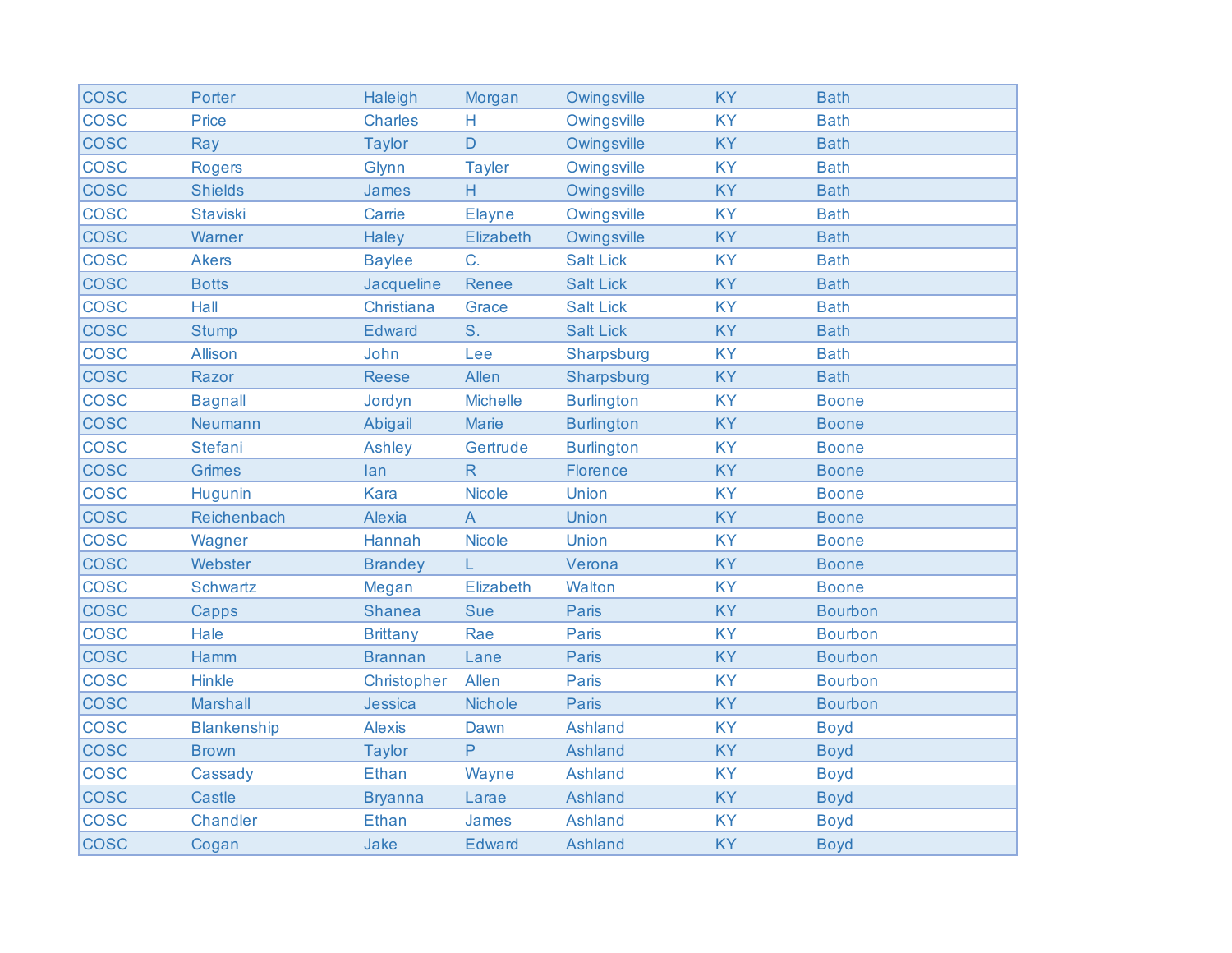| | | | | | | |
|---|---|---|---|---|---|---|
| COSC | Porter | Haleigh | Morgan | Owingsville | KY | Bath |
| COSC | Price | Charles | H | Owingsville | KY | Bath |
| COSC | Ray | Taylor | D | Owingsville | KY | Bath |
| COSC | Rogers | Glynn | Tayler | Owingsville | KY | Bath |
| COSC | Shields | James | H | Owingsville | KY | Bath |
| COSC | Staviski | Carrie | Elayne | Owingsville | KY | Bath |
| COSC | Warner | Haley | Elizabeth | Owingsville | KY | Bath |
| COSC | Akers | Baylee | C. | Salt Lick | KY | Bath |
| COSC | Botts | Jacqueline | Renee | Salt Lick | KY | Bath |
| COSC | Hall | Christiana | Grace | Salt Lick | KY | Bath |
| COSC | Stump | Edward | S. | Salt Lick | KY | Bath |
| COSC | Allison | John | Lee | Sharpsburg | KY | Bath |
| COSC | Razor | Reese | Allen | Sharpsburg | KY | Bath |
| COSC | Bagnall | Jordyn | Michelle | Burlington | KY | Boone |
| COSC | Neumann | Abigail | Marie | Burlington | KY | Boone |
| COSC | Stefani | Ashley | Gertrude | Burlington | KY | Boone |
| COSC | Grimes | Ian | R | Florence | KY | Boone |
| COSC | Hugunin | Kara | Nicole | Union | KY | Boone |
| COSC | Reichenbach | Alexia | A | Union | KY | Boone |
| COSC | Wagner | Hannah | Nicole | Union | KY | Boone |
| COSC | Webster | Brandey | L | Verona | KY | Boone |
| COSC | Schwartz | Megan | Elizabeth | Walton | KY | Boone |
| COSC | Capps | Shanea | Sue | Paris | KY | Bourbon |
| COSC | Hale | Brittany | Rae | Paris | KY | Bourbon |
| COSC | Hamm | Brannan | Lane | Paris | KY | Bourbon |
| COSC | Hinkle | Christopher | Allen | Paris | KY | Bourbon |
| COSC | Marshall | Jessica | Nichole | Paris | KY | Bourbon |
| COSC | Blankenship | Alexis | Dawn | Ashland | KY | Boyd |
| COSC | Brown | Taylor | P | Ashland | KY | Boyd |
| COSC | Cassady | Ethan | Wayne | Ashland | KY | Boyd |
| COSC | Castle | Bryanna | Larae | Ashland | KY | Boyd |
| COSC | Chandler | Ethan | James | Ashland | KY | Boyd |
| COSC | Cogan | Jake | Edward | Ashland | KY | Boyd |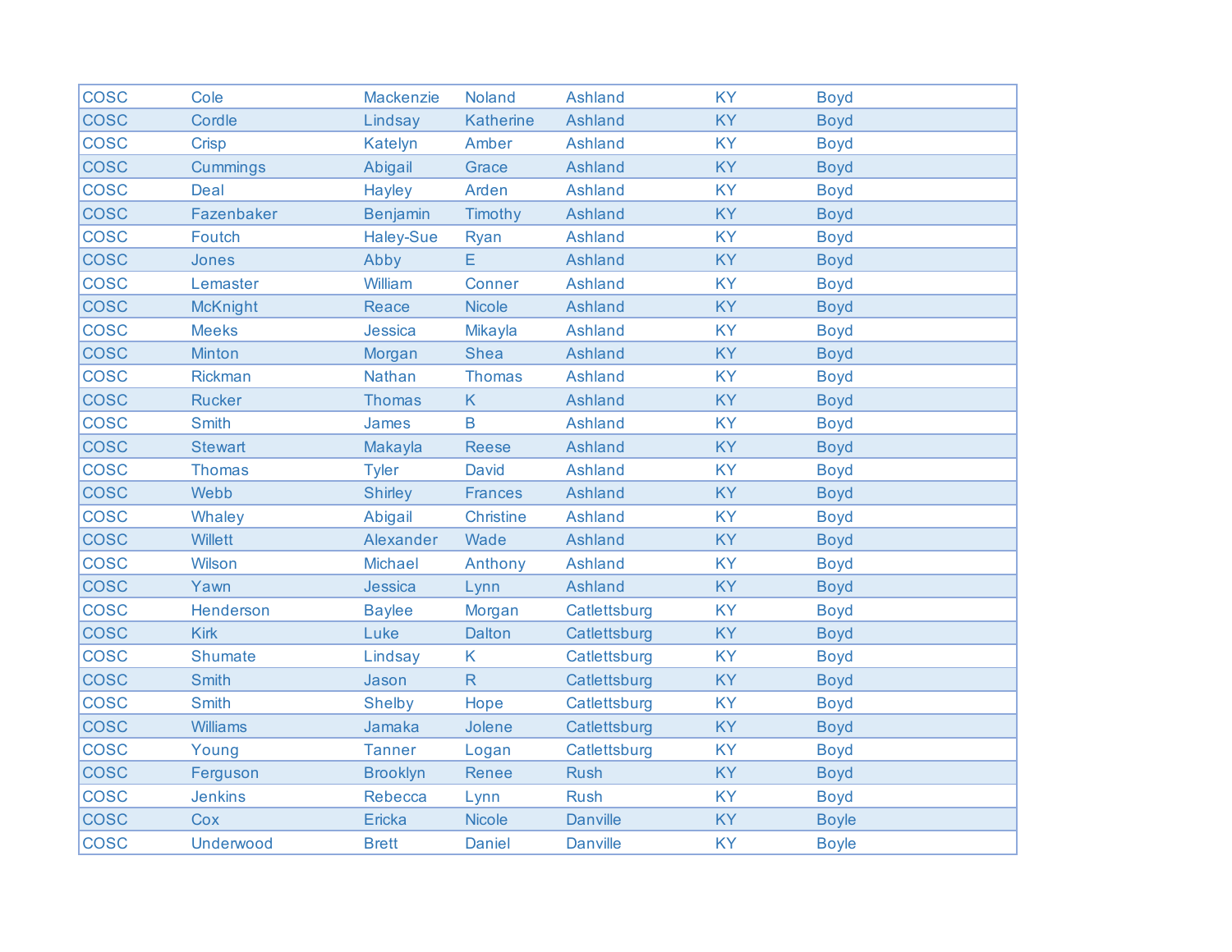| | | | | | | |
|---|---|---|---|---|---|---|
| COSC | Cole | Mackenzie | Noland | Ashland | KY | Boyd |
| COSC | Cordle | Lindsay | Katherine | Ashland | KY | Boyd |
| COSC | Crisp | Katelyn | Amber | Ashland | KY | Boyd |
| COSC | Cummings | Abigail | Grace | Ashland | KY | Boyd |
| COSC | Deal | Hayley | Arden | Ashland | KY | Boyd |
| COSC | Fazenbaker | Benjamin | Timothy | Ashland | KY | Boyd |
| COSC | Foutch | Haley-Sue | Ryan | Ashland | KY | Boyd |
| COSC | Jones | Abby | E | Ashland | KY | Boyd |
| COSC | Lemaster | William | Conner | Ashland | KY | Boyd |
| COSC | McKnight | Reace | Nicole | Ashland | KY | Boyd |
| COSC | Meeks | Jessica | Mikayla | Ashland | KY | Boyd |
| COSC | Minton | Morgan | Shea | Ashland | KY | Boyd |
| COSC | Rickman | Nathan | Thomas | Ashland | KY | Boyd |
| COSC | Rucker | Thomas | K | Ashland | KY | Boyd |
| COSC | Smith | James | B | Ashland | KY | Boyd |
| COSC | Stewart | Makayla | Reese | Ashland | KY | Boyd |
| COSC | Thomas | Tyler | David | Ashland | KY | Boyd |
| COSC | Webb | Shirley | Frances | Ashland | KY | Boyd |
| COSC | Whaley | Abigail | Christine | Ashland | KY | Boyd |
| COSC | Willett | Alexander | Wade | Ashland | KY | Boyd |
| COSC | Wilson | Michael | Anthony | Ashland | KY | Boyd |
| COSC | Yawn | Jessica | Lynn | Ashland | KY | Boyd |
| COSC | Henderson | Baylee | Morgan | Catlettsburg | KY | Boyd |
| COSC | Kirk | Luke | Dalton | Catlettsburg | KY | Boyd |
| COSC | Shumate | Lindsay | K | Catlettsburg | KY | Boyd |
| COSC | Smith | Jason | R | Catlettsburg | KY | Boyd |
| COSC | Smith | Shelby | Hope | Catlettsburg | KY | Boyd |
| COSC | Williams | Jamaka | Jolene | Catlettsburg | KY | Boyd |
| COSC | Young | Tanner | Logan | Catlettsburg | KY | Boyd |
| COSC | Ferguson | Brooklyn | Renee | Rush | KY | Boyd |
| COSC | Jenkins | Rebecca | Lynn | Rush | KY | Boyd |
| COSC | Cox | Ericka | Nicole | Danville | KY | Boyle |
| COSC | Underwood | Brett | Daniel | Danville | KY | Boyle |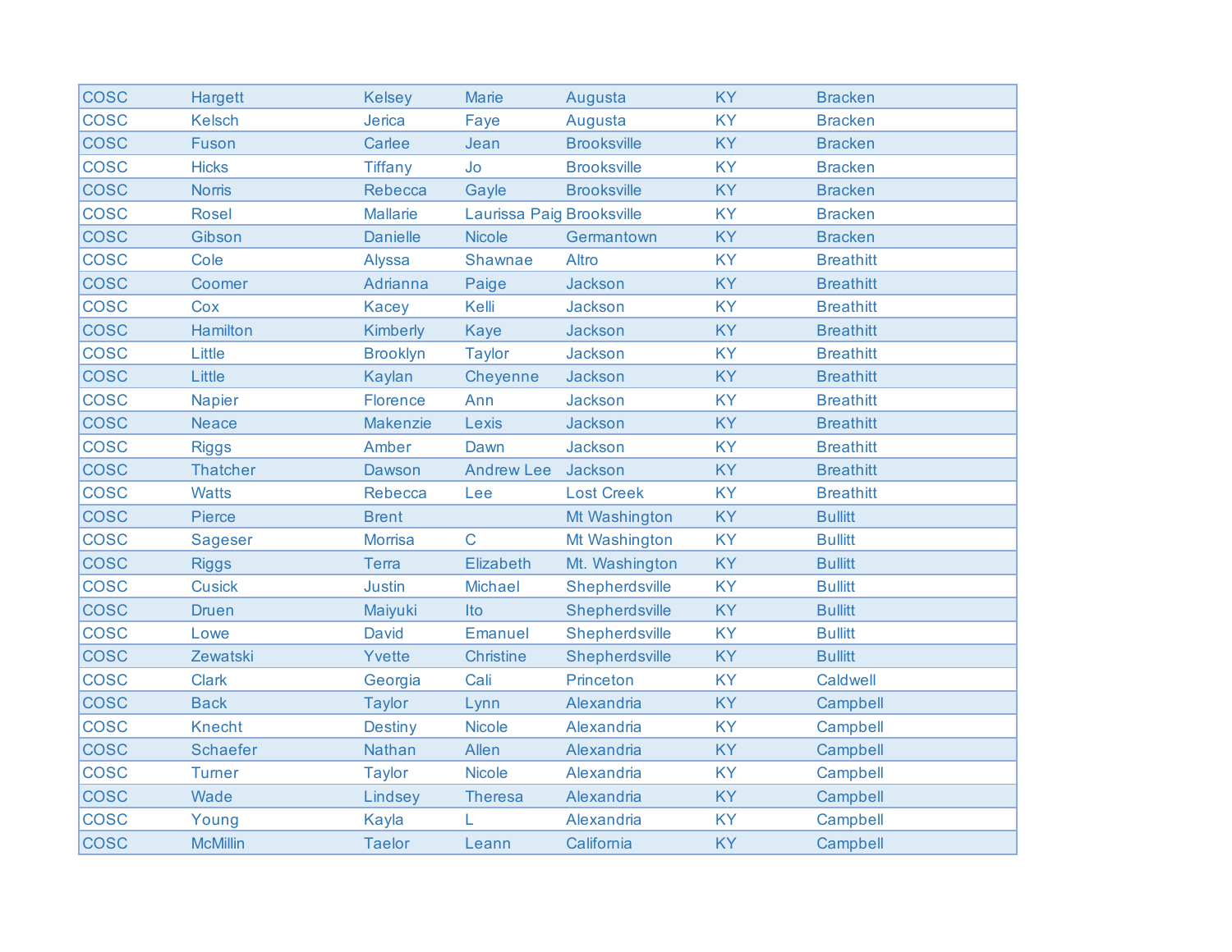| | | | | | | |
|---|---|---|---|---|---|---|
| COSC | Hargett | Kelsey | Marie | Augusta | KY | Bracken |
| COSC | Kelsch | Jerica | Faye | Augusta | KY | Bracken |
| COSC | Fuson | Carlee | Jean | Brooksville | KY | Bracken |
| COSC | Hicks | Tiffany | Jo | Brooksville | KY | Bracken |
| COSC | Norris | Rebecca | Gayle | Brooksville | KY | Bracken |
| COSC | Rosel | Mallarie | Laurissa Paig | Brooksville | KY | Bracken |
| COSC | Gibson | Danielle | Nicole | Germantown | KY | Bracken |
| COSC | Cole | Alyssa | Shawnae | Altro | KY | Breathitt |
| COSC | Coomer | Adrianna | Paige | Jackson | KY | Breathitt |
| COSC | Cox | Kacey | Kelli | Jackson | KY | Breathitt |
| COSC | Hamilton | Kimberly | Kaye | Jackson | KY | Breathitt |
| COSC | Little | Brooklyn | Taylor | Jackson | KY | Breathitt |
| COSC | Little | Kaylan | Cheyenne | Jackson | KY | Breathitt |
| COSC | Napier | Florence | Ann | Jackson | KY | Breathitt |
| COSC | Neace | Makenzie | Lexis | Jackson | KY | Breathitt |
| COSC | Riggs | Amber | Dawn | Jackson | KY | Breathitt |
| COSC | Thatcher | Dawson | Andrew Lee | Jackson | KY | Breathitt |
| COSC | Watts | Rebecca | Lee | Lost Creek | KY | Breathitt |
| COSC | Pierce | Brent | | Mt Washington | KY | Bullitt |
| COSC | Sageser | Morrisa | C | Mt Washington | KY | Bullitt |
| COSC | Riggs | Terra | Elizabeth | Mt. Washington | KY | Bullitt |
| COSC | Cusick | Justin | Michael | Shepherdsville | KY | Bullitt |
| COSC | Druen | Maiyuki | Ito | Shepherdsville | KY | Bullitt |
| COSC | Lowe | David | Emanuel | Shepherdsville | KY | Bullitt |
| COSC | Zewatski | Yvette | Christine | Shepherdsville | KY | Bullitt |
| COSC | Clark | Georgia | Cali | Princeton | KY | Caldwell |
| COSC | Back | Taylor | Lynn | Alexandria | KY | Campbell |
| COSC | Knecht | Destiny | Nicole | Alexandria | KY | Campbell |
| COSC | Schaefer | Nathan | Allen | Alexandria | KY | Campbell |
| COSC | Turner | Taylor | Nicole | Alexandria | KY | Campbell |
| COSC | Wade | Lindsey | Theresa | Alexandria | KY | Campbell |
| COSC | Young | Kayla | L | Alexandria | KY | Campbell |
| COSC | McMillin | Taelor | Leann | California | KY | Campbell |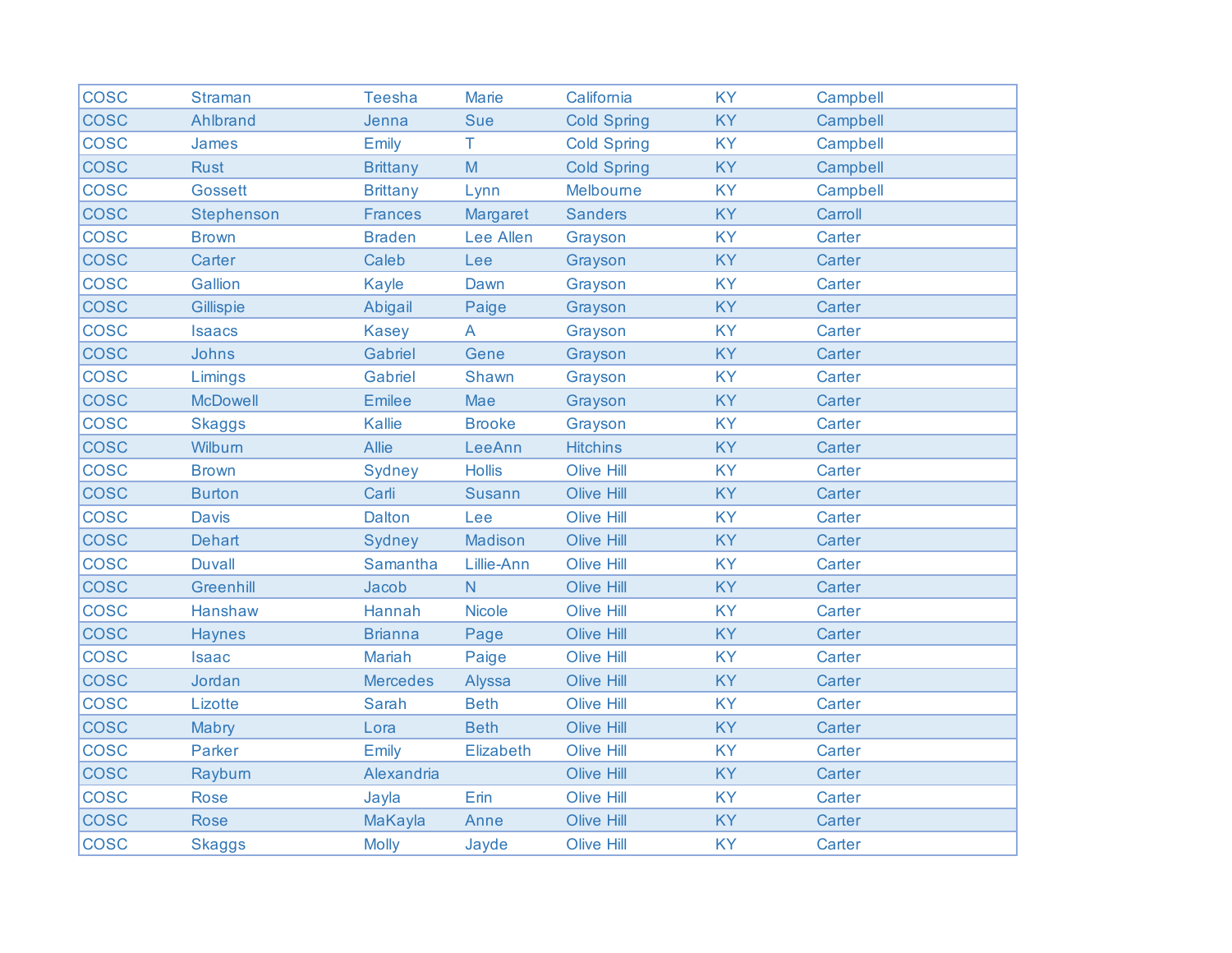| | | | | | | |
|---|---|---|---|---|---|---|
| COSC | Straman | Teesha | Marie | California | KY | Campbell |
| COSC | Ahlbrand | Jenna | Sue | Cold Spring | KY | Campbell |
| COSC | James | Emily | T | Cold Spring | KY | Campbell |
| COSC | Rust | Brittany | M | Cold Spring | KY | Campbell |
| COSC | Gossett | Brittany | Lynn | Melbourne | KY | Campbell |
| COSC | Stephenson | Frances | Margaret | Sanders | KY | Carroll |
| COSC | Brown | Braden | Lee Allen | Grayson | KY | Carter |
| COSC | Carter | Caleb | Lee | Grayson | KY | Carter |
| COSC | Gallion | Kayle | Dawn | Grayson | KY | Carter |
| COSC | Gillispie | Abigail | Paige | Grayson | KY | Carter |
| COSC | Isaacs | Kasey | A | Grayson | KY | Carter |
| COSC | Johns | Gabriel | Gene | Grayson | KY | Carter |
| COSC | Limings | Gabriel | Shawn | Grayson | KY | Carter |
| COSC | McDowell | Emilee | Mae | Grayson | KY | Carter |
| COSC | Skaggs | Kallie | Brooke | Grayson | KY | Carter |
| COSC | Wilburn | Allie | LeeAnn | Hitchins | KY | Carter |
| COSC | Brown | Sydney | Hollis | Olive Hill | KY | Carter |
| COSC | Burton | Carli | Susann | Olive Hill | KY | Carter |
| COSC | Davis | Dalton | Lee | Olive Hill | KY | Carter |
| COSC | Dehart | Sydney | Madison | Olive Hill | KY | Carter |
| COSC | Duvall | Samantha | Lillie-Ann | Olive Hill | KY | Carter |
| COSC | Greenhill | Jacob | N | Olive Hill | KY | Carter |
| COSC | Hanshaw | Hannah | Nicole | Olive Hill | KY | Carter |
| COSC | Haynes | Brianna | Page | Olive Hill | KY | Carter |
| COSC | Isaac | Mariah | Paige | Olive Hill | KY | Carter |
| COSC | Jordan | Mercedes | Alyssa | Olive Hill | KY | Carter |
| COSC | Lizotte | Sarah | Beth | Olive Hill | KY | Carter |
| COSC | Mabry | Lora | Beth | Olive Hill | KY | Carter |
| COSC | Parker | Emily | Elizabeth | Olive Hill | KY | Carter |
| COSC | Rayburn | Alexandria | | Olive Hill | KY | Carter |
| COSC | Rose | Jayla | Erin | Olive Hill | KY | Carter |
| COSC | Rose | MaKayla | Anne | Olive Hill | KY | Carter |
| COSC | Skaggs | Molly | Jayde | Olive Hill | KY | Carter |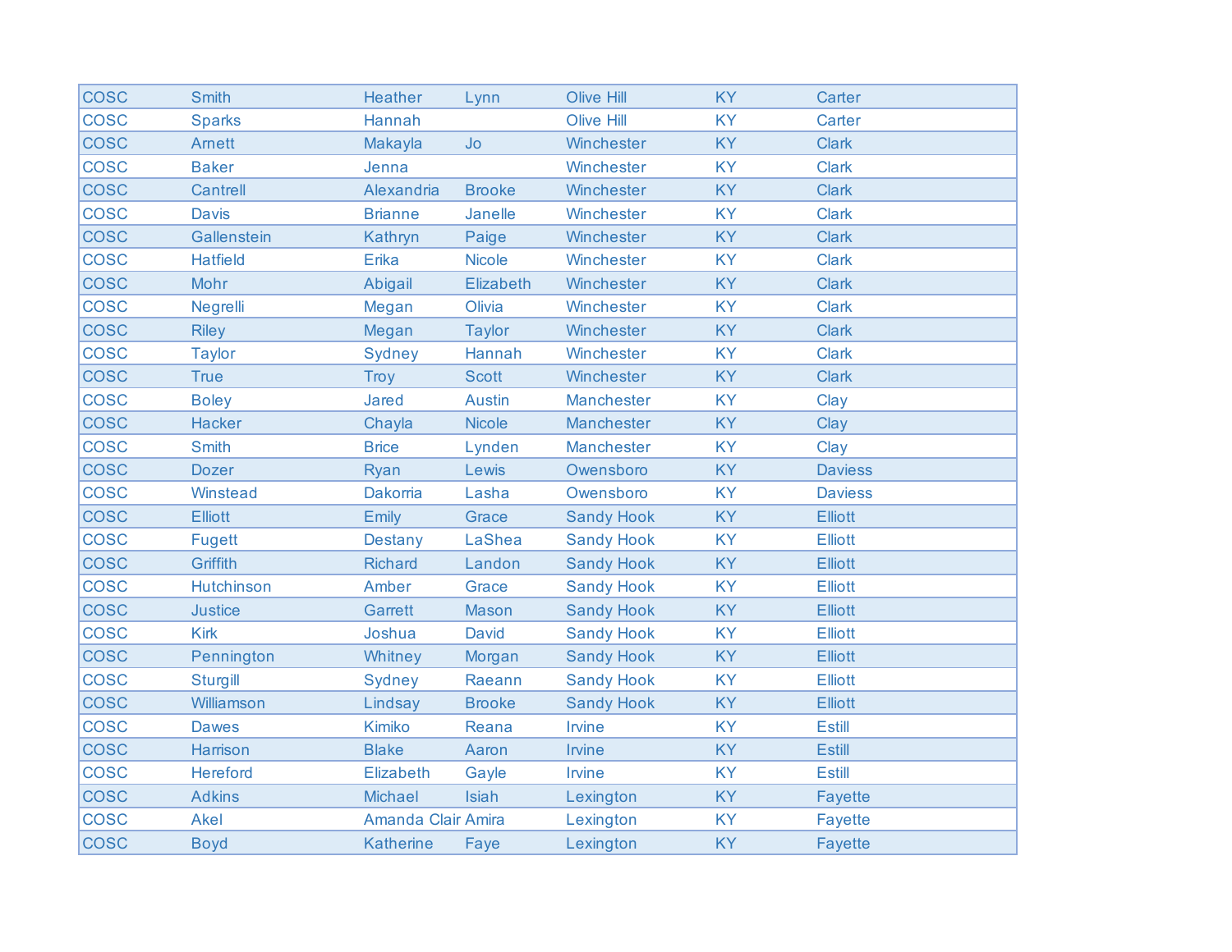| | | | | | | |
|---|---|---|---|---|---|---|
| COSC | Smith | Heather | Lynn | Olive Hill | KY | Carter |
| COSC | Sparks | Hannah | | Olive Hill | KY | Carter |
| COSC | Arnett | Makayla | Jo | Winchester | KY | Clark |
| COSC | Baker | Jenna | | Winchester | KY | Clark |
| COSC | Cantrell | Alexandria | Brooke | Winchester | KY | Clark |
| COSC | Davis | Brianne | Janelle | Winchester | KY | Clark |
| COSC | Gallenstein | Kathryn | Paige | Winchester | KY | Clark |
| COSC | Hatfield | Erika | Nicole | Winchester | KY | Clark |
| COSC | Mohr | Abigail | Elizabeth | Winchester | KY | Clark |
| COSC | Negrelli | Megan | Olivia | Winchester | KY | Clark |
| COSC | Riley | Megan | Taylor | Winchester | KY | Clark |
| COSC | Taylor | Sydney | Hannah | Winchester | KY | Clark |
| COSC | True | Troy | Scott | Winchester | KY | Clark |
| COSC | Boley | Jared | Austin | Manchester | KY | Clay |
| COSC | Hacker | Chayla | Nicole | Manchester | KY | Clay |
| COSC | Smith | Brice | Lynden | Manchester | KY | Clay |
| COSC | Dozer | Ryan | Lewis | Owensboro | KY | Daviess |
| COSC | Winstead | Dakorria | Lasha | Owensboro | KY | Daviess |
| COSC | Elliott | Emily | Grace | Sandy Hook | KY | Elliott |
| COSC | Fugett | Destany | LaShea | Sandy Hook | KY | Elliott |
| COSC | Griffith | Richard | Landon | Sandy Hook | KY | Elliott |
| COSC | Hutchinson | Amber | Grace | Sandy Hook | KY | Elliott |
| COSC | Justice | Garrett | Mason | Sandy Hook | KY | Elliott |
| COSC | Kirk | Joshua | David | Sandy Hook | KY | Elliott |
| COSC | Pennington | Whitney | Morgan | Sandy Hook | KY | Elliott |
| COSC | Sturgill | Sydney | Raeann | Sandy Hook | KY | Elliott |
| COSC | Williamson | Lindsay | Brooke | Sandy Hook | KY | Elliott |
| COSC | Dawes | Kimiko | Reana | Irvine | KY | Estill |
| COSC | Harrison | Blake | Aaron | Irvine | KY | Estill |
| COSC | Hereford | Elizabeth | Gayle | Irvine | KY | Estill |
| COSC | Adkins | Michael | Isiah | Lexington | KY | Fayette |
| COSC | Akel | Amanda Clair | Amira | Lexington | KY | Fayette |
| COSC | Boyd | Katherine | Faye | Lexington | KY | Fayette |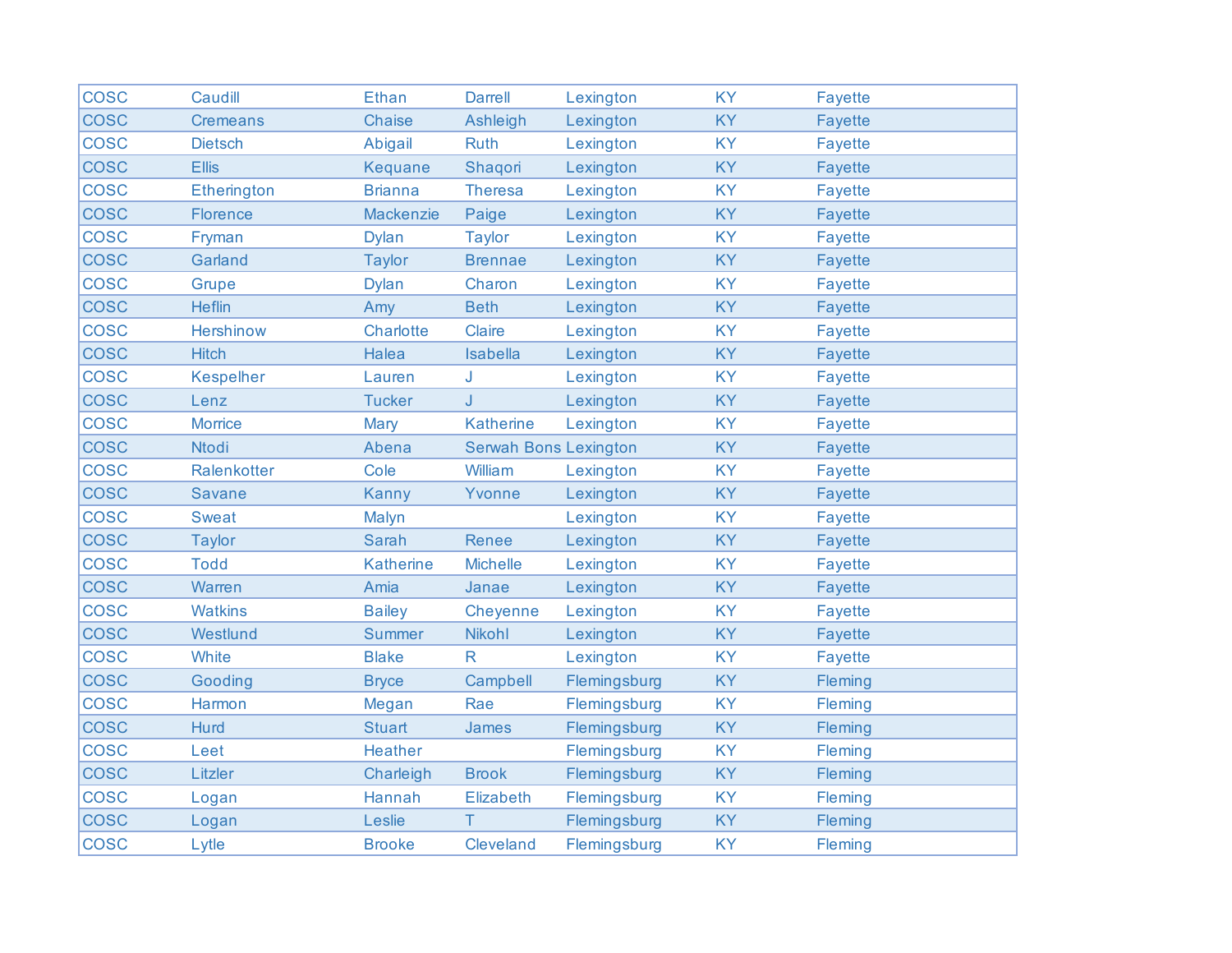| | | | | | | |
|---|---|---|---|---|---|---|
| COSC | Caudill | Ethan | Darrell | Lexington | KY | Fayette |
| COSC | Cremeans | Chaise | Ashleigh | Lexington | KY | Fayette |
| COSC | Dietsch | Abigail | Ruth | Lexington | KY | Fayette |
| COSC | Ellis | Kequane | Shaqori | Lexington | KY | Fayette |
| COSC | Etherington | Brianna | Theresa | Lexington | KY | Fayette |
| COSC | Florence | Mackenzie | Paige | Lexington | KY | Fayette |
| COSC | Fryman | Dylan | Taylor | Lexington | KY | Fayette |
| COSC | Garland | Taylor | Brennae | Lexington | KY | Fayette |
| COSC | Grupe | Dylan | Charon | Lexington | KY | Fayette |
| COSC | Heflin | Amy | Beth | Lexington | KY | Fayette |
| COSC | Hershinow | Charlotte | Claire | Lexington | KY | Fayette |
| COSC | Hitch | Halea | Isabella | Lexington | KY | Fayette |
| COSC | Kespelher | Lauren | J | Lexington | KY | Fayette |
| COSC | Lenz | Tucker | J | Lexington | KY | Fayette |
| COSC | Morrice | Mary | Katherine | Lexington | KY | Fayette |
| COSC | Ntodi | Abena | Serwah Bons | Lexington | KY | Fayette |
| COSC | Ralenkotter | Cole | William | Lexington | KY | Fayette |
| COSC | Savane | Kanny | Yvonne | Lexington | KY | Fayette |
| COSC | Sweat | Malyn | | Lexington | KY | Fayette |
| COSC | Taylor | Sarah | Renee | Lexington | KY | Fayette |
| COSC | Todd | Katherine | Michelle | Lexington | KY | Fayette |
| COSC | Warren | Amia | Janae | Lexington | KY | Fayette |
| COSC | Watkins | Bailey | Cheyenne | Lexington | KY | Fayette |
| COSC | Westlund | Summer | Nikohl | Lexington | KY | Fayette |
| COSC | White | Blake | R | Lexington | KY | Fayette |
| COSC | Gooding | Bryce | Campbell | Flemingsburg | KY | Fleming |
| COSC | Harmon | Megan | Rae | Flemingsburg | KY | Fleming |
| COSC | Hurd | Stuart | James | Flemingsburg | KY | Fleming |
| COSC | Leet | Heather | | Flemingsburg | KY | Fleming |
| COSC | Litzler | Charleigh | Brook | Flemingsburg | KY | Fleming |
| COSC | Logan | Hannah | Elizabeth | Flemingsburg | KY | Fleming |
| COSC | Logan | Leslie | T | Flemingsburg | KY | Fleming |
| COSC | Lytle | Brooke | Cleveland | Flemingsburg | KY | Fleming |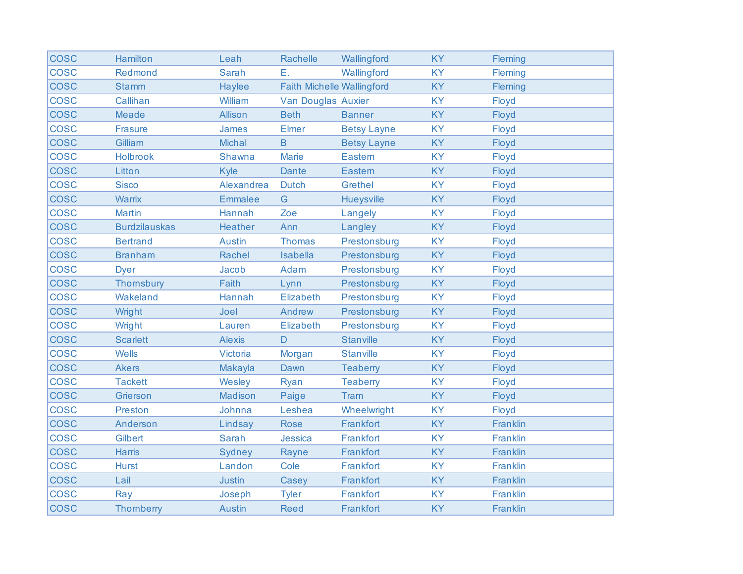| COSC | Hamilton | Leah | Rachelle | Wallingford | KY | Fleming |
|---|---|---|---|---|---|---|
| COSC | Redmond | Sarah | E. | Wallingford | KY | Fleming |
| COSC | Stamm | Haylee | Faith Michelle | Wallingford | KY | Fleming |
| COSC | Callihan | William | Van Douglas | Auxier | KY | Floyd |
| COSC | Meade | Allison | Beth | Banner | KY | Floyd |
| COSC | Frasure | James | Elmer | Betsy Layne | KY | Floyd |
| COSC | Gilliam | Michal | B | Betsy Layne | KY | Floyd |
| COSC | Holbrook | Shawna | Marie | Eastern | KY | Floyd |
| COSC | Litton | Kyle | Dante | Eastern | KY | Floyd |
| COSC | Sisco | Alexandrea | Dutch | Grethel | KY | Floyd |
| COSC | Warrix | Emmalee | G | Hueysville | KY | Floyd |
| COSC | Martin | Hannah | Zoe | Langely | KY | Floyd |
| COSC | Burdzilauskas | Heather | Ann | Langley | KY | Floyd |
| COSC | Bertrand | Austin | Thomas | Prestonsburg | KY | Floyd |
| COSC | Branham | Rachel | Isabella | Prestonsburg | KY | Floyd |
| COSC | Dyer | Jacob | Adam | Prestonsburg | KY | Floyd |
| COSC | Thornsbury | Faith | Lynn | Prestonsburg | KY | Floyd |
| COSC | Wakeland | Hannah | Elizabeth | Prestonsburg | KY | Floyd |
| COSC | Wright | Joel | Andrew | Prestonsburg | KY | Floyd |
| COSC | Wright | Lauren | Elizabeth | Prestonsburg | KY | Floyd |
| COSC | Scarlett | Alexis | D | Stanville | KY | Floyd |
| COSC | Wells | Victoria | Morgan | Stanville | KY | Floyd |
| COSC | Akers | Makayla | Dawn | Teaberry | KY | Floyd |
| COSC | Tackett | Wesley | Ryan | Teaberry | KY | Floyd |
| COSC | Grierson | Madison | Paige | Tram | KY | Floyd |
| COSC | Preston | Johnna | Leshea | Wheelwright | KY | Floyd |
| COSC | Anderson | Lindsay | Rose | Frankfort | KY | Franklin |
| COSC | Gilbert | Sarah | Jessica | Frankfort | KY | Franklin |
| COSC | Harris | Sydney | Rayne | Frankfort | KY | Franklin |
| COSC | Hurst | Landon | Cole | Frankfort | KY | Franklin |
| COSC | Lail | Justin | Casey | Frankfort | KY | Franklin |
| COSC | Ray | Joseph | Tyler | Frankfort | KY | Franklin |
| COSC | Thornberry | Austin | Reed | Frankfort | KY | Franklin |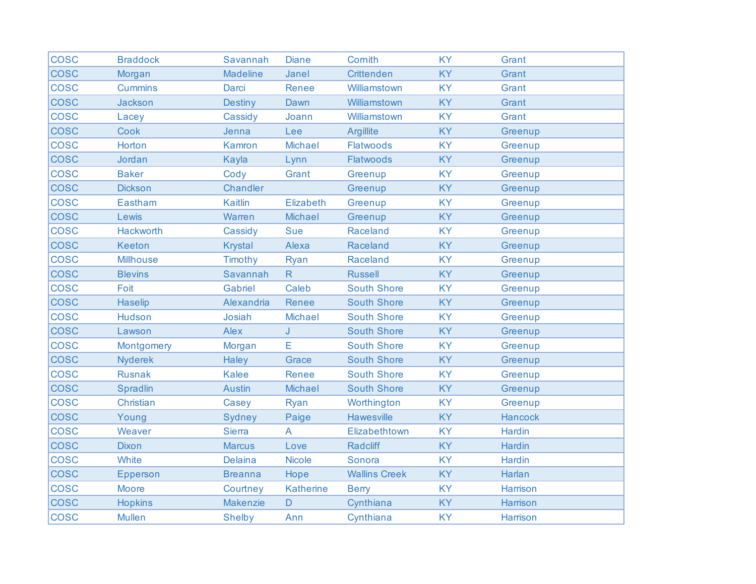| | | | | | | |
|---|---|---|---|---|---|---|
| COSC | Braddock | Savannah | Diane | Corinth | KY | Grant |
| COSC | Morgan | Madeline | Janel | Crittenden | KY | Grant |
| COSC | Cummins | Darci | Renee | Williamstown | KY | Grant |
| COSC | Jackson | Destiny | Dawn | Williamstown | KY | Grant |
| COSC | Lacey | Cassidy | Joann | Williamstown | KY | Grant |
| COSC | Cook | Jenna | Lee | Argillite | KY | Greenup |
| COSC | Horton | Kamron | Michael | Flatwoods | KY | Greenup |
| COSC | Jordan | Kayla | Lynn | Flatwoods | KY | Greenup |
| COSC | Baker | Cody | Grant | Greenup | KY | Greenup |
| COSC | Dickson | Chandler | | Greenup | KY | Greenup |
| COSC | Eastham | Kaitlin | Elizabeth | Greenup | KY | Greenup |
| COSC | Lewis | Warren | Michael | Greenup | KY | Greenup |
| COSC | Hackworth | Cassidy | Sue | Raceland | KY | Greenup |
| COSC | Keeton | Krystal | Alexa | Raceland | KY | Greenup |
| COSC | Millhouse | Timothy | Ryan | Raceland | KY | Greenup |
| COSC | Blevins | Savannah | R | Russell | KY | Greenup |
| COSC | Foit | Gabriel | Caleb | South Shore | KY | Greenup |
| COSC | Haselip | Alexandria | Renee | South Shore | KY | Greenup |
| COSC | Hudson | Josiah | Michael | South Shore | KY | Greenup |
| COSC | Lawson | Alex | J | South Shore | KY | Greenup |
| COSC | Montgomery | Morgan | E | South Shore | KY | Greenup |
| COSC | Nyderek | Haley | Grace | South Shore | KY | Greenup |
| COSC | Rusnak | Kalee | Renee | South Shore | KY | Greenup |
| COSC | Spradlin | Austin | Michael | South Shore | KY | Greenup |
| COSC | Christian | Casey | Ryan | Worthington | KY | Greenup |
| COSC | Young | Sydney | Paige | Hawesville | KY | Hancock |
| COSC | Weaver | Sierra | A | Elizabethtown | KY | Hardin |
| COSC | Dixon | Marcus | Love | Radcliff | KY | Hardin |
| COSC | White | Delaina | Nicole | Sonora | KY | Hardin |
| COSC | Epperson | Breanna | Hope | Wallins Creek | KY | Harlan |
| COSC | Moore | Courtney | Katherine | Berry | KY | Harrison |
| COSC | Hopkins | Makenzie | D | Cynthiana | KY | Harrison |
| COSC | Mullen | Shelby | Ann | Cynthiana | KY | Harrison |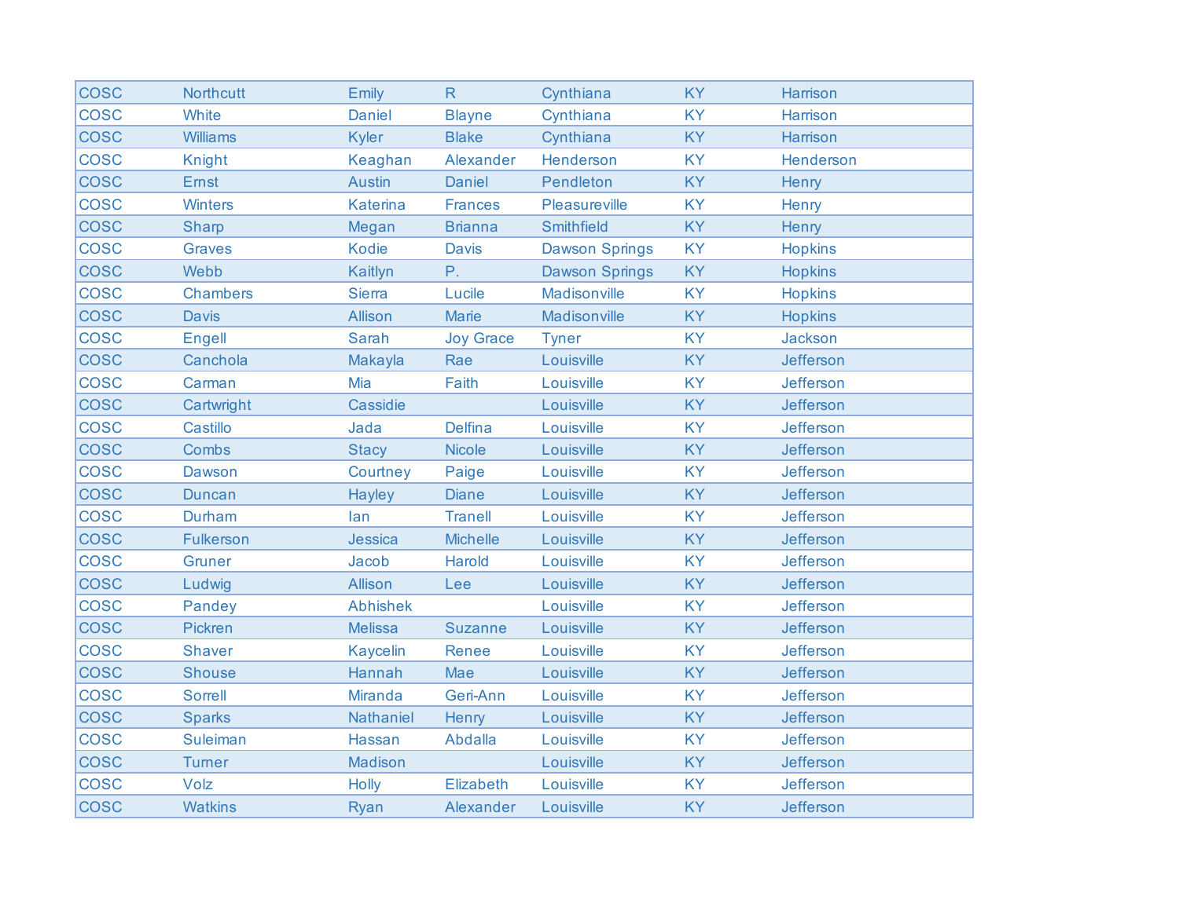| | | | | | | |
|---|---|---|---|---|---|---|
| COSC | Northcutt | Emily | R | Cynthiana | KY | Harrison |
| COSC | White | Daniel | Blayne | Cynthiana | KY | Harrison |
| COSC | Williams | Kyler | Blake | Cynthiana | KY | Harrison |
| COSC | Knight | Keaghan | Alexander | Henderson | KY | Henderson |
| COSC | Ernst | Austin | Daniel | Pendleton | KY | Henry |
| COSC | Winters | Katerina | Frances | Pleasureville | KY | Henry |
| COSC | Sharp | Megan | Brianna | Smithfield | KY | Henry |
| COSC | Graves | Kodie | Davis | Dawson Springs | KY | Hopkins |
| COSC | Webb | Kaitlyn | P. | Dawson Springs | KY | Hopkins |
| COSC | Chambers | Sierra | Lucile | Madisonville | KY | Hopkins |
| COSC | Davis | Allison | Marie | Madisonville | KY | Hopkins |
| COSC | Engell | Sarah | Joy Grace | Tyner | KY | Jackson |
| COSC | Canchola | Makayla | Rae | Louisville | KY | Jefferson |
| COSC | Carman | Mia | Faith | Louisville | KY | Jefferson |
| COSC | Cartwright | Cassidie | | Louisville | KY | Jefferson |
| COSC | Castillo | Jada | Delfina | Louisville | KY | Jefferson |
| COSC | Combs | Stacy | Nicole | Louisville | KY | Jefferson |
| COSC | Dawson | Courtney | Paige | Louisville | KY | Jefferson |
| COSC | Duncan | Hayley | Diane | Louisville | KY | Jefferson |
| COSC | Durham | Ian | Tranell | Louisville | KY | Jefferson |
| COSC | Fulkerson | Jessica | Michelle | Louisville | KY | Jefferson |
| COSC | Gruner | Jacob | Harold | Louisville | KY | Jefferson |
| COSC | Ludwig | Allison | Lee | Louisville | KY | Jefferson |
| COSC | Pandey | Abhishek | | Louisville | KY | Jefferson |
| COSC | Pickren | Melissa | Suzanne | Louisville | KY | Jefferson |
| COSC | Shaver | Kaycelin | Renee | Louisville | KY | Jefferson |
| COSC | Shouse | Hannah | Mae | Louisville | KY | Jefferson |
| COSC | Sorrell | Miranda | Geri-Ann | Louisville | KY | Jefferson |
| COSC | Sparks | Nathaniel | Henry | Louisville | KY | Jefferson |
| COSC | Suleiman | Hassan | Abdalla | Louisville | KY | Jefferson |
| COSC | Turner | Madison | | Louisville | KY | Jefferson |
| COSC | Volz | Holly | Elizabeth | Louisville | KY | Jefferson |
| COSC | Watkins | Ryan | Alexander | Louisville | KY | Jefferson |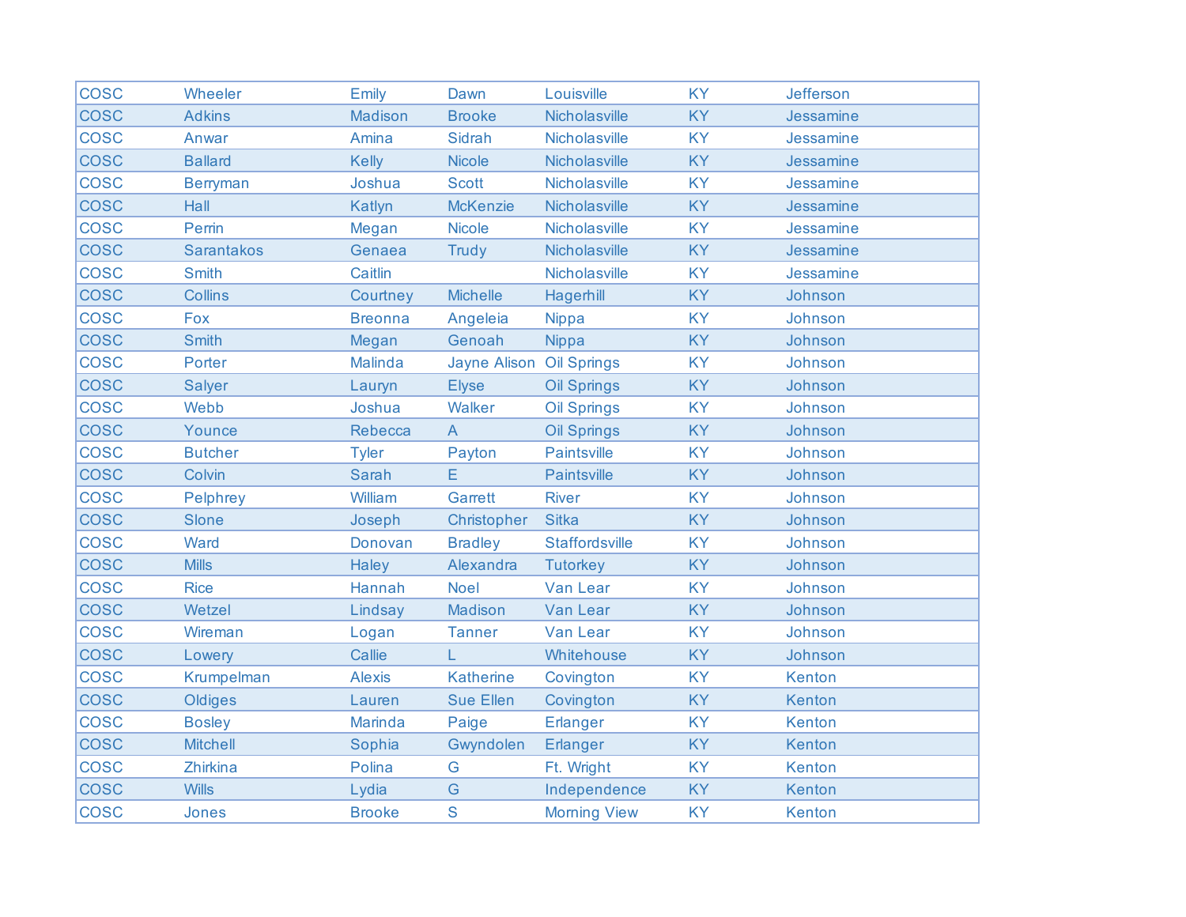| | | | | | | |
|---|---|---|---|---|---|---|
| COSC | Wheeler | Emily | Dawn | Louisville | KY | Jefferson |
| COSC | Adkins | Madison | Brooke | Nicholasville | KY | Jessamine |
| COSC | Anwar | Amina | Sidrah | Nicholasville | KY | Jessamine |
| COSC | Ballard | Kelly | Nicole | Nicholasville | KY | Jessamine |
| COSC | Berryman | Joshua | Scott | Nicholasville | KY | Jessamine |
| COSC | Hall | Katlyn | McKenzie | Nicholasville | KY | Jessamine |
| COSC | Perrin | Megan | Nicole | Nicholasville | KY | Jessamine |
| COSC | Sarantakos | Genaea | Trudy | Nicholasville | KY | Jessamine |
| COSC | Smith | Caitlin | | Nicholasville | KY | Jessamine |
| COSC | Collins | Courtney | Michelle | Hagerhill | KY | Johnson |
| COSC | Fox | Breonna | Angeleia | Nippa | KY | Johnson |
| COSC | Smith | Megan | Genoah | Nippa | KY | Johnson |
| COSC | Porter | Malinda | Jayne Alison | Oil Springs | KY | Johnson |
| COSC | Salyer | Lauryn | Elyse | Oil Springs | KY | Johnson |
| COSC | Webb | Joshua | Walker | Oil Springs | KY | Johnson |
| COSC | Younce | Rebecca | A | Oil Springs | KY | Johnson |
| COSC | Butcher | Tyler | Payton | Paintsville | KY | Johnson |
| COSC | Colvin | Sarah | E | Paintsville | KY | Johnson |
| COSC | Pelphrey | William | Garrett | River | KY | Johnson |
| COSC | Slone | Joseph | Christopher | Sitka | KY | Johnson |
| COSC | Ward | Donovan | Bradley | Staffordsville | KY | Johnson |
| COSC | Mills | Haley | Alexandra | Tutorkey | KY | Johnson |
| COSC | Rice | Hannah | Noel | Van Lear | KY | Johnson |
| COSC | Wetzel | Lindsay | Madison | Van Lear | KY | Johnson |
| COSC | Wireman | Logan | Tanner | Van Lear | KY | Johnson |
| COSC | Lowery | Callie | L | Whitehouse | KY | Johnson |
| COSC | Krumpelman | Alexis | Katherine | Covington | KY | Kenton |
| COSC | Oldiges | Lauren | Sue Ellen | Covington | KY | Kenton |
| COSC | Bosley | Marinda | Paige | Erlanger | KY | Kenton |
| COSC | Mitchell | Sophia | Gwyndolen | Erlanger | KY | Kenton |
| COSC | Zhirkina | Polina | G | Ft. Wright | KY | Kenton |
| COSC | Wills | Lydia | G | Independence | KY | Kenton |
| COSC | Jones | Brooke | S | Morning View | KY | Kenton |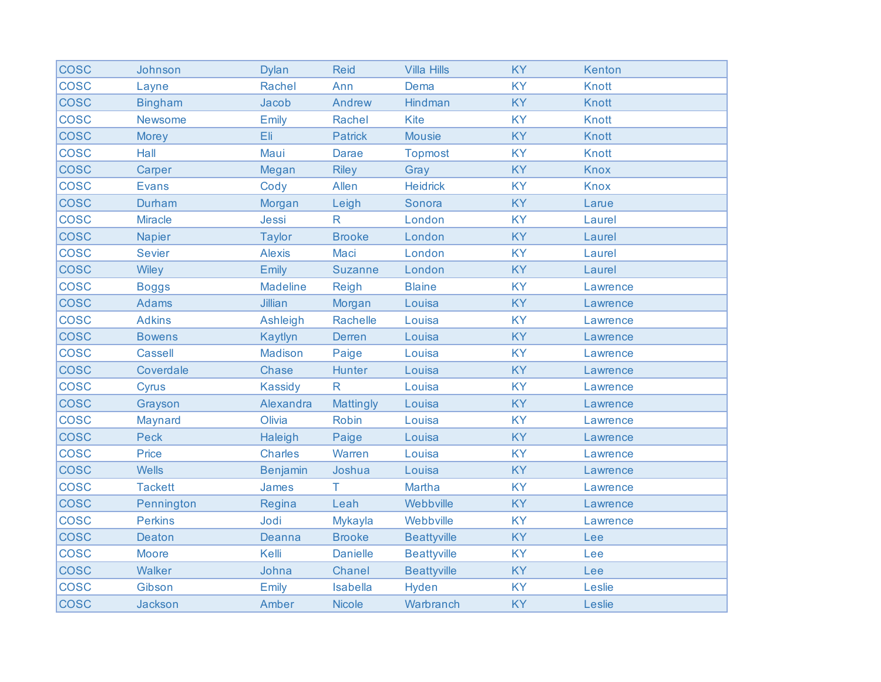| | | | | | | |
|---|---|---|---|---|---|---|
| COSC | Johnson | Dylan | Reid | Villa Hills | KY | Kenton |
| COSC | Layne | Rachel | Ann | Dema | KY | Knott |
| COSC | Bingham | Jacob | Andrew | Hindman | KY | Knott |
| COSC | Newsome | Emily | Rachel | Kite | KY | Knott |
| COSC | Morey | Eli | Patrick | Mousie | KY | Knott |
| COSC | Hall | Maui | Darae | Topmost | KY | Knott |
| COSC | Carper | Megan | Riley | Gray | KY | Knox |
| COSC | Evans | Cody | Allen | Heidrick | KY | Knox |
| COSC | Durham | Morgan | Leigh | Sonora | KY | Larue |
| COSC | Miracle | Jessi | R | London | KY | Laurel |
| COSC | Napier | Taylor | Brooke | London | KY | Laurel |
| COSC | Sevier | Alexis | Maci | London | KY | Laurel |
| COSC | Wiley | Emily | Suzanne | London | KY | Laurel |
| COSC | Boggs | Madeline | Reigh | Blaine | KY | Lawrence |
| COSC | Adams | Jillian | Morgan | Louisa | KY | Lawrence |
| COSC | Adkins | Ashleigh | Rachelle | Louisa | KY | Lawrence |
| COSC | Bowens | Kaytlyn | Derren | Louisa | KY | Lawrence |
| COSC | Cassell | Madison | Paige | Louisa | KY | Lawrence |
| COSC | Coverdale | Chase | Hunter | Louisa | KY | Lawrence |
| COSC | Cyrus | Kassidy | R | Louisa | KY | Lawrence |
| COSC | Grayson | Alexandra | Mattingly | Louisa | KY | Lawrence |
| COSC | Maynard | Olivia | Robin | Louisa | KY | Lawrence |
| COSC | Peck | Haleigh | Paige | Louisa | KY | Lawrence |
| COSC | Price | Charles | Warren | Louisa | KY | Lawrence |
| COSC | Wells | Benjamin | Joshua | Louisa | KY | Lawrence |
| COSC | Tackett | James | T | Martha | KY | Lawrence |
| COSC | Pennington | Regina | Leah | Webbville | KY | Lawrence |
| COSC | Perkins | Jodi | Mykayla | Webbville | KY | Lawrence |
| COSC | Deaton | Deanna | Brooke | Beattyville | KY | Lee |
| COSC | Moore | Kelli | Danielle | Beattyville | KY | Lee |
| COSC | Walker | Johna | Chanel | Beattyville | KY | Lee |
| COSC | Gibson | Emily | Isabella | Hyden | KY | Leslie |
| COSC | Jackson | Amber | Nicole | Warbranch | KY | Leslie |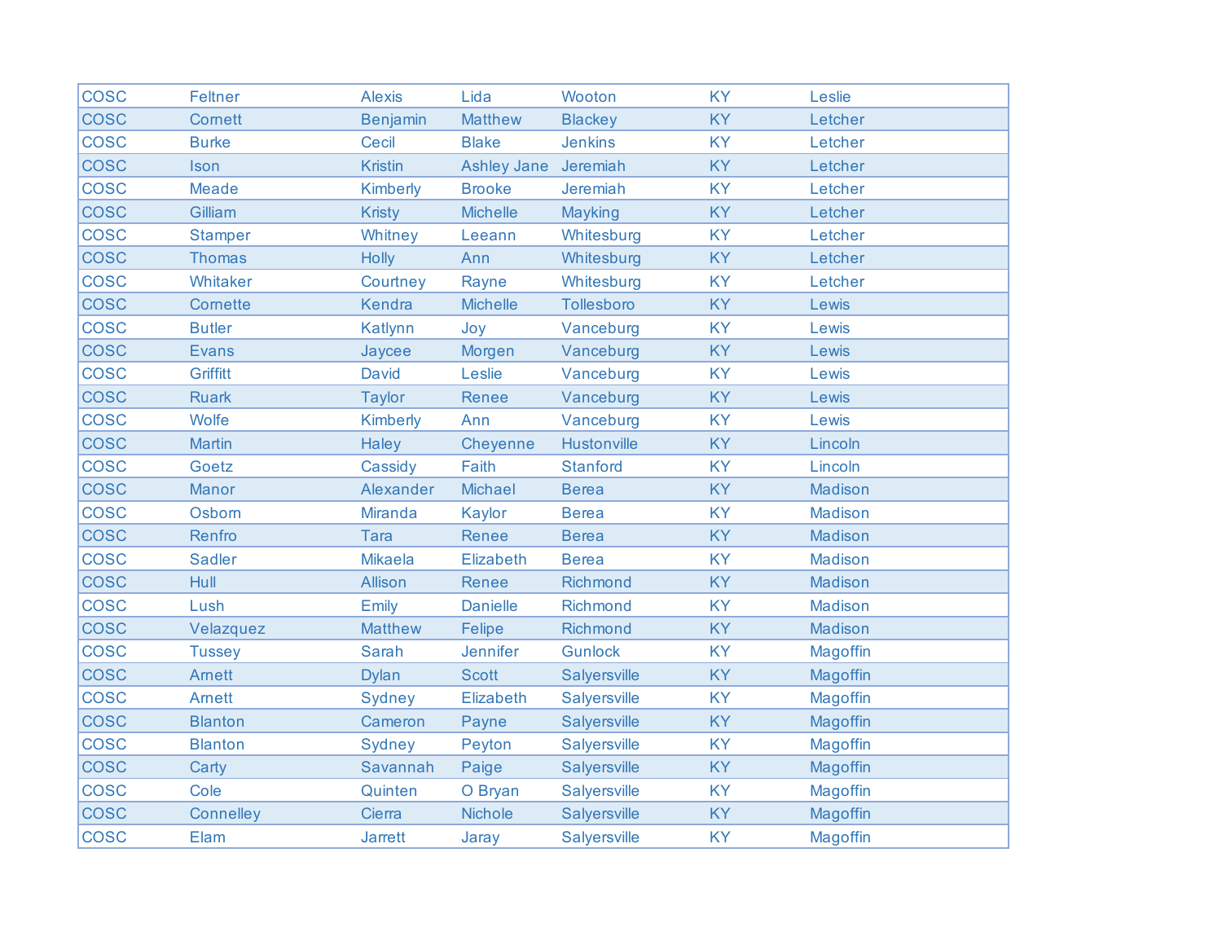| | | | | | | |
|---|---|---|---|---|---|---|
| COSC | Feltner | Alexis | Lida | Wooton | KY | Leslie |
| COSC | Cornett | Benjamin | Matthew | Blackey | KY | Letcher |
| COSC | Burke | Cecil | Blake | Jenkins | KY | Letcher |
| COSC | Ison | Kristin | Ashley Jane | Jeremiah | KY | Letcher |
| COSC | Meade | Kimberly | Brooke | Jeremiah | KY | Letcher |
| COSC | Gilliam | Kristy | Michelle | Mayking | KY | Letcher |
| COSC | Stamper | Whitney | Leeann | Whitesburg | KY | Letcher |
| COSC | Thomas | Holly | Ann | Whitesburg | KY | Letcher |
| COSC | Whitaker | Courtney | Rayne | Whitesburg | KY | Letcher |
| COSC | Cornette | Kendra | Michelle | Tollesboro | KY | Lewis |
| COSC | Butler | Katlynn | Joy | Vanceburg | KY | Lewis |
| COSC | Evans | Jaycee | Morgen | Vanceburg | KY | Lewis |
| COSC | Griffitt | David | Leslie | Vanceburg | KY | Lewis |
| COSC | Ruark | Taylor | Renee | Vanceburg | KY | Lewis |
| COSC | Wolfe | Kimberly | Ann | Vanceburg | KY | Lewis |
| COSC | Martin | Haley | Cheyenne | Hustonville | KY | Lincoln |
| COSC | Goetz | Cassidy | Faith | Stanford | KY | Lincoln |
| COSC | Manor | Alexander | Michael | Berea | KY | Madison |
| COSC | Osborn | Miranda | Kaylor | Berea | KY | Madison |
| COSC | Renfro | Tara | Renee | Berea | KY | Madison |
| COSC | Sadler | Mikaela | Elizabeth | Berea | KY | Madison |
| COSC | Hull | Allison | Renee | Richmond | KY | Madison |
| COSC | Lush | Emily | Danielle | Richmond | KY | Madison |
| COSC | Velazquez | Matthew | Felipe | Richmond | KY | Madison |
| COSC | Tussey | Sarah | Jennifer | Gunlock | KY | Magoffin |
| COSC | Arnett | Dylan | Scott | Salyersville | KY | Magoffin |
| COSC | Arnett | Sydney | Elizabeth | Salyersville | KY | Magoffin |
| COSC | Blanton | Cameron | Payne | Salyersville | KY | Magoffin |
| COSC | Blanton | Sydney | Peyton | Salyersville | KY | Magoffin |
| COSC | Carty | Savannah | Paige | Salyersville | KY | Magoffin |
| COSC | Cole | Quinten | O Bryan | Salyersville | KY | Magoffin |
| COSC | Connelley | Cierra | Nichole | Salyersville | KY | Magoffin |
| COSC | Elam | Jarrett | Jaray | Salyersville | KY | Magoffin |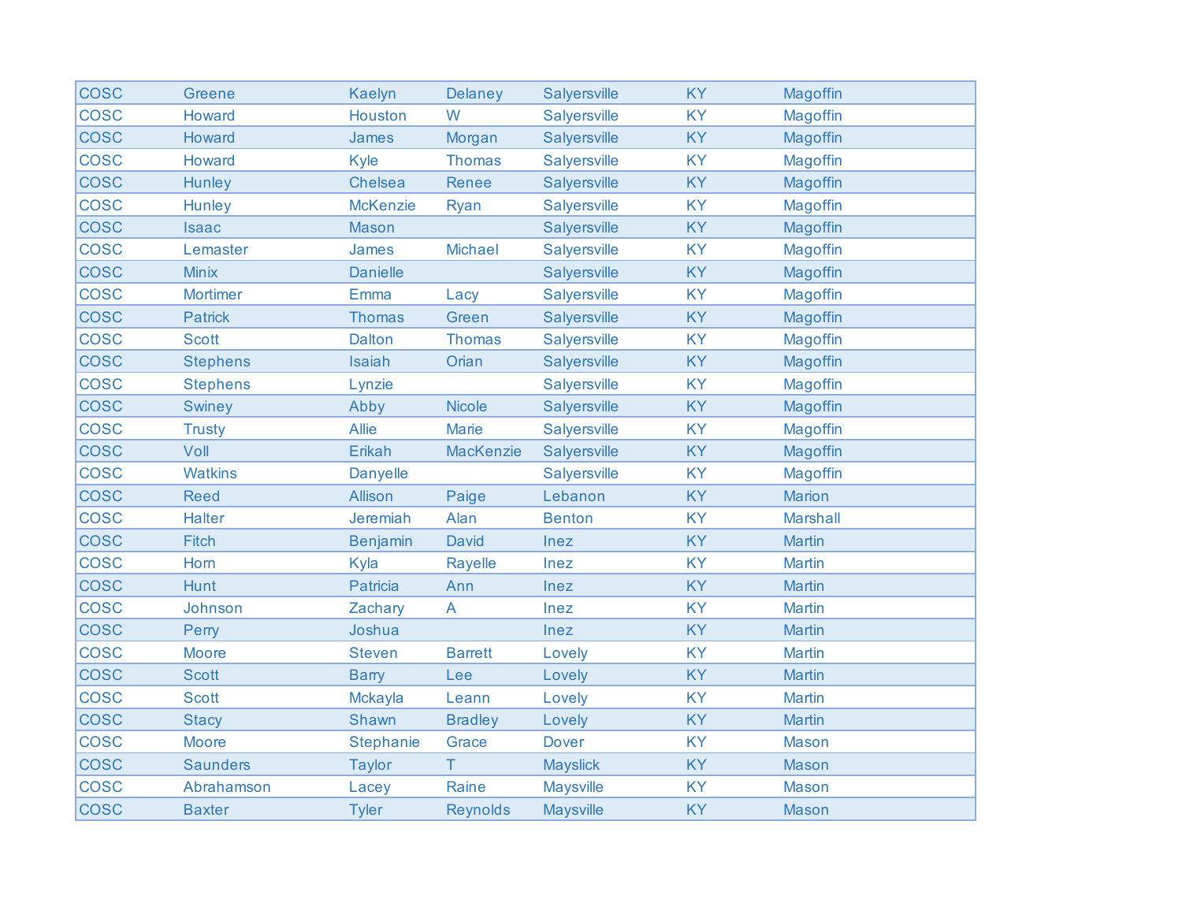| | | | | | | |
|---|---|---|---|---|---|---|
| COSC | Greene | Kaelyn | Delaney | Salyersville | KY | Magoffin |
| COSC | Howard | Houston | W | Salyersville | KY | Magoffin |
| COSC | Howard | James | Morgan | Salyersville | KY | Magoffin |
| COSC | Howard | Kyle | Thomas | Salyersville | KY | Magoffin |
| COSC | Hunley | Chelsea | Renee | Salyersville | KY | Magoffin |
| COSC | Hunley | McKenzie | Ryan | Salyersville | KY | Magoffin |
| COSC | Isaac | Mason | | Salyersville | KY | Magoffin |
| COSC | Lemaster | James | Michael | Salyersville | KY | Magoffin |
| COSC | Minix | Danielle | | Salyersville | KY | Magoffin |
| COSC | Mortimer | Emma | Lacy | Salyersville | KY | Magoffin |
| COSC | Patrick | Thomas | Green | Salyersville | KY | Magoffin |
| COSC | Scott | Dalton | Thomas | Salyersville | KY | Magoffin |
| COSC | Stephens | Isaiah | Orian | Salyersville | KY | Magoffin |
| COSC | Stephens | Lynzie | | Salyersville | KY | Magoffin |
| COSC | Swiney | Abby | Nicole | Salyersville | KY | Magoffin |
| COSC | Trusty | Allie | Marie | Salyersville | KY | Magoffin |
| COSC | Voll | Erikah | MacKenzie | Salyersville | KY | Magoffin |
| COSC | Watkins | Danyelle | | Salyersville | KY | Magoffin |
| COSC | Reed | Allison | Paige | Lebanon | KY | Marion |
| COSC | Halter | Jeremiah | Alan | Benton | KY | Marshall |
| COSC | Fitch | Benjamin | David | Inez | KY | Martin |
| COSC | Horn | Kyla | Rayelle | Inez | KY | Martin |
| COSC | Hunt | Patricia | Ann | Inez | KY | Martin |
| COSC | Johnson | Zachary | A | Inez | KY | Martin |
| COSC | Perry | Joshua | | Inez | KY | Martin |
| COSC | Moore | Steven | Barrett | Lovely | KY | Martin |
| COSC | Scott | Barry | Lee | Lovely | KY | Martin |
| COSC | Scott | Mckayla | Leann | Lovely | KY | Martin |
| COSC | Stacy | Shawn | Bradley | Lovely | KY | Martin |
| COSC | Moore | Stephanie | Grace | Dover | KY | Mason |
| COSC | Saunders | Taylor | T | Mayslick | KY | Mason |
| COSC | Abrahamson | Lacey | Raine | Maysville | KY | Mason |
| COSC | Baxter | Tyler | Reynolds | Maysville | KY | Mason |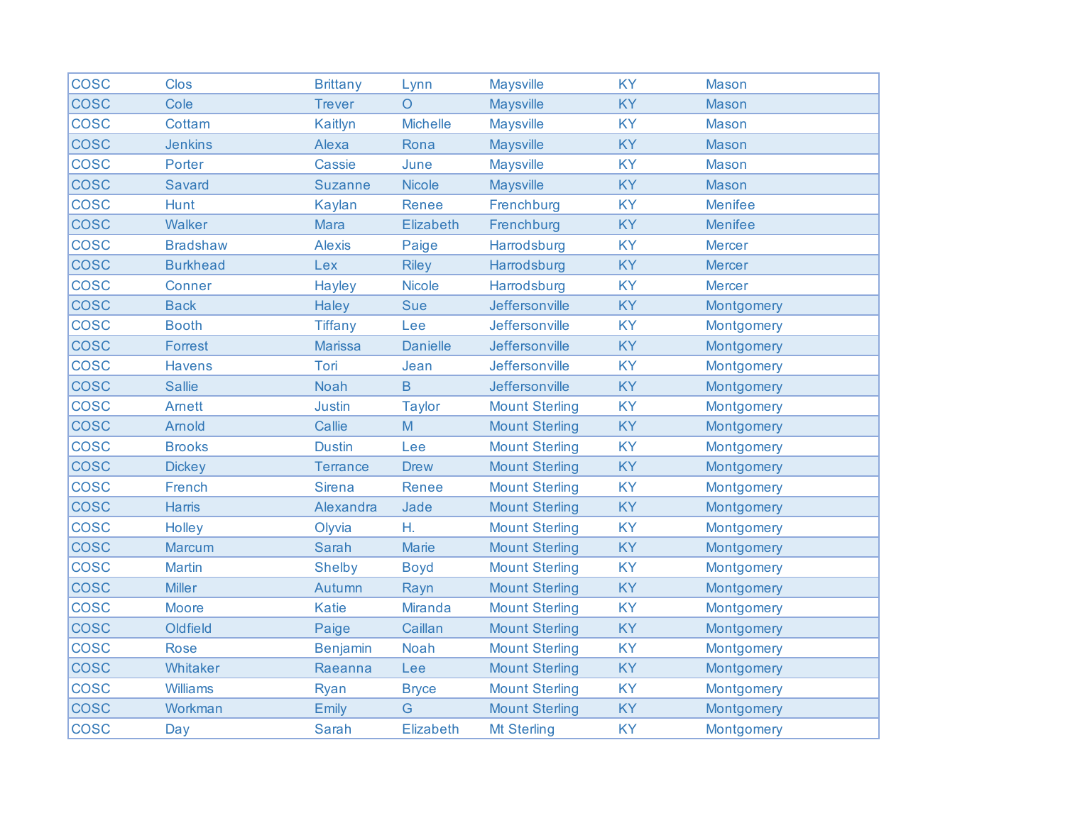| | | | | | | |
|---|---|---|---|---|---|---|
| COSC | Clos | Brittany | Lynn | Maysville | KY | Mason |
| COSC | Cole | Trever | O | Maysville | KY | Mason |
| COSC | Cottam | Kaitlyn | Michelle | Maysville | KY | Mason |
| COSC | Jenkins | Alexa | Rona | Maysville | KY | Mason |
| COSC | Porter | Cassie | June | Maysville | KY | Mason |
| COSC | Savard | Suzanne | Nicole | Maysville | KY | Mason |
| COSC | Hunt | Kaylan | Renee | Frenchburg | KY | Menifee |
| COSC | Walker | Mara | Elizabeth | Frenchburg | KY | Menifee |
| COSC | Bradshaw | Alexis | Paige | Harrodsburg | KY | Mercer |
| COSC | Burkhead | Lex | Riley | Harrodsburg | KY | Mercer |
| COSC | Conner | Hayley | Nicole | Harrodsburg | KY | Mercer |
| COSC | Back | Haley | Sue | Jeffersonville | KY | Montgomery |
| COSC | Booth | Tiffany | Lee | Jeffersonville | KY | Montgomery |
| COSC | Forrest | Marissa | Danielle | Jeffersonville | KY | Montgomery |
| COSC | Havens | Tori | Jean | Jeffersonville | KY | Montgomery |
| COSC | Sallie | Noah | B | Jeffersonville | KY | Montgomery |
| COSC | Arnett | Justin | Taylor | Mount Sterling | KY | Montgomery |
| COSC | Arnold | Callie | M | Mount Sterling | KY | Montgomery |
| COSC | Brooks | Dustin | Lee | Mount Sterling | KY | Montgomery |
| COSC | Dickey | Terrance | Drew | Mount Sterling | KY | Montgomery |
| COSC | French | Sirena | Renee | Mount Sterling | KY | Montgomery |
| COSC | Harris | Alexandra | Jade | Mount Sterling | KY | Montgomery |
| COSC | Holley | Olyvia | H. | Mount Sterling | KY | Montgomery |
| COSC | Marcum | Sarah | Marie | Mount Sterling | KY | Montgomery |
| COSC | Martin | Shelby | Boyd | Mount Sterling | KY | Montgomery |
| COSC | Miller | Autumn | Rayn | Mount Sterling | KY | Montgomery |
| COSC | Moore | Katie | Miranda | Mount Sterling | KY | Montgomery |
| COSC | Oldfield | Paige | Caillan | Mount Sterling | KY | Montgomery |
| COSC | Rose | Benjamin | Noah | Mount Sterling | KY | Montgomery |
| COSC | Whitaker | Raeanna | Lee | Mount Sterling | KY | Montgomery |
| COSC | Williams | Ryan | Bryce | Mount Sterling | KY | Montgomery |
| COSC | Workman | Emily | G | Mount Sterling | KY | Montgomery |
| COSC | Day | Sarah | Elizabeth | Mt Sterling | KY | Montgomery |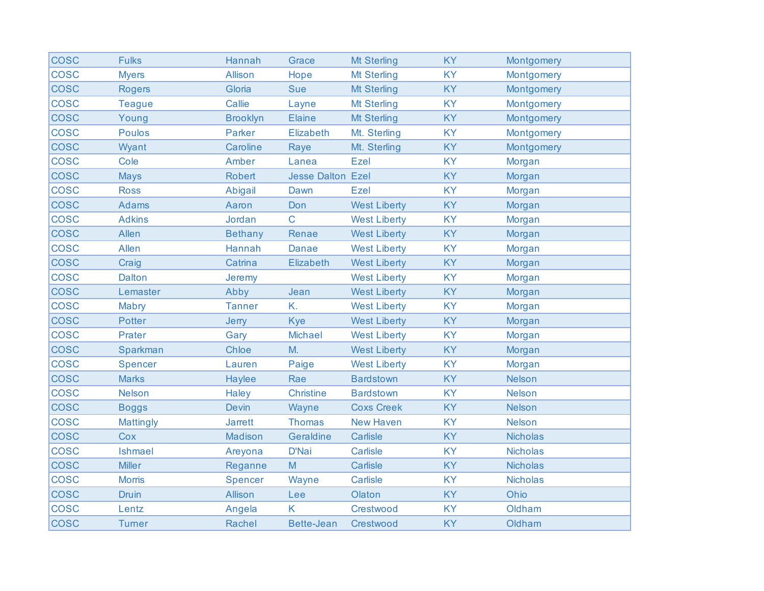| | | | | | | |
|---|---|---|---|---|---|---|
| COSC | Fulks | Hannah | Grace | Mt Sterling | KY | Montgomery |
| COSC | Myers | Allison | Hope | Mt Sterling | KY | Montgomery |
| COSC | Rogers | Gloria | Sue | Mt Sterling | KY | Montgomery |
| COSC | Teague | Callie | Layne | Mt Sterling | KY | Montgomery |
| COSC | Young | Brooklyn | Elaine | Mt Sterling | KY | Montgomery |
| COSC | Poulos | Parker | Elizabeth | Mt. Sterling | KY | Montgomery |
| COSC | Wyant | Caroline | Raye | Mt. Sterling | KY | Montgomery |
| COSC | Cole | Amber | Lanea | Ezel | KY | Morgan |
| COSC | Mays | Robert | Jesse Dalton | Ezel | KY | Morgan |
| COSC | Ross | Abigail | Dawn | Ezel | KY | Morgan |
| COSC | Adams | Aaron | Don | West Liberty | KY | Morgan |
| COSC | Adkins | Jordan | C | West Liberty | KY | Morgan |
| COSC | Allen | Bethany | Renae | West Liberty | KY | Morgan |
| COSC | Allen | Hannah | Danae | West Liberty | KY | Morgan |
| COSC | Craig | Catrina | Elizabeth | West Liberty | KY | Morgan |
| COSC | Dalton | Jeremy | | West Liberty | KY | Morgan |
| COSC | Lemaster | Abby | Jean | West Liberty | KY | Morgan |
| COSC | Mabry | Tanner | K. | West Liberty | KY | Morgan |
| COSC | Potter | Jerry | Kye | West Liberty | KY | Morgan |
| COSC | Prater | Gary | Michael | West Liberty | KY | Morgan |
| COSC | Sparkman | Chloe | M. | West Liberty | KY | Morgan |
| COSC | Spencer | Lauren | Paige | West Liberty | KY | Morgan |
| COSC | Marks | Haylee | Rae | Bardstown | KY | Nelson |
| COSC | Nelson | Haley | Christine | Bardstown | KY | Nelson |
| COSC | Boggs | Devin | Wayne | Coxs Creek | KY | Nelson |
| COSC | Mattingly | Jarrett | Thomas | New Haven | KY | Nelson |
| COSC | Cox | Madison | Geraldine | Carlisle | KY | Nicholas |
| COSC | Ishmael | Areyona | D'Nai | Carlisle | KY | Nicholas |
| COSC | Miller | Reganne | M | Carlisle | KY | Nicholas |
| COSC | Morris | Spencer | Wayne | Carlisle | KY | Nicholas |
| COSC | Druin | Allison | Lee | Olaton | KY | Ohio |
| COSC | Lentz | Angela | K | Crestwood | KY | Oldham |
| COSC | Turner | Rachel | Bette-Jean | Crestwood | KY | Oldham |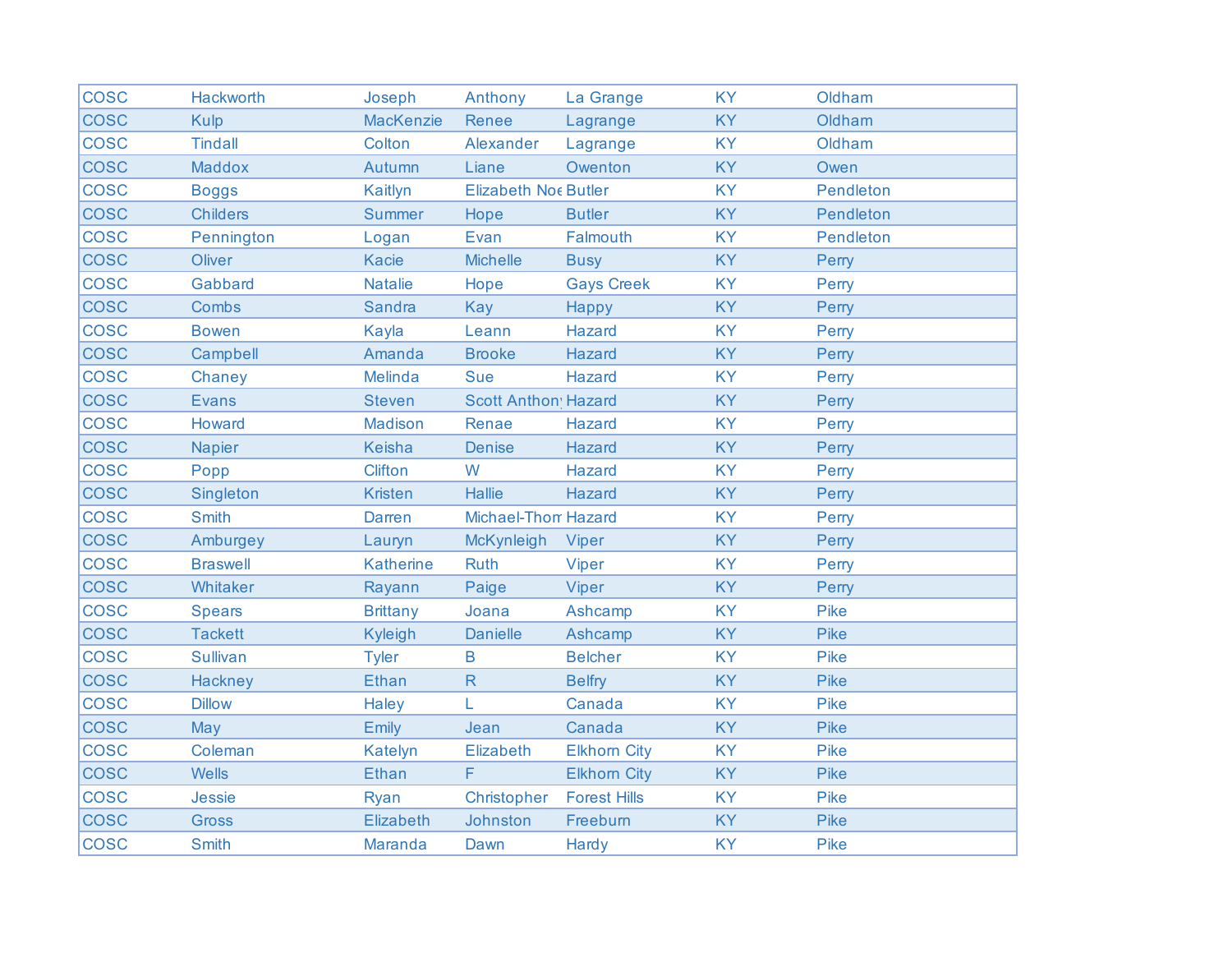| COSC | Hackworth | Joseph | Anthony | La Grange | KY | Oldham |
|---|---|---|---|---|---|---|
| COSC | Kulp | MacKenzie | Renee | Lagrange | KY | Oldham |
| COSC | Tindall | Colton | Alexander | Lagrange | KY | Oldham |
| COSC | Maddox | Autumn | Liane | Owenton | KY | Owen |
| COSC | Boggs | Kaitlyn | Elizabeth Noe | Butler | KY | Pendleton |
| COSC | Childers | Summer | Hope | Butler | KY | Pendleton |
| COSC | Pennington | Logan | Evan | Falmouth | KY | Pendleton |
| COSC | Oliver | Kacie | Michelle | Busy | KY | Perry |
| COSC | Gabbard | Natalie | Hope | Gays Creek | KY | Perry |
| COSC | Combs | Sandra | Kay | Happy | KY | Perry |
| COSC | Bowen | Kayla | Leann | Hazard | KY | Perry |
| COSC | Campbell | Amanda | Brooke | Hazard | KY | Perry |
| COSC | Chaney | Melinda | Sue | Hazard | KY | Perry |
| COSC | Evans | Steven | Scott Anthony | Hazard | KY | Perry |
| COSC | Howard | Madison | Renae | Hazard | KY | Perry |
| COSC | Napier | Keisha | Denise | Hazard | KY | Perry |
| COSC | Popp | Clifton | W | Hazard | KY | Perry |
| COSC | Singleton | Kristen | Hallie | Hazard | KY | Perry |
| COSC | Smith | Darren | Michael-Thom | Hazard | KY | Perry |
| COSC | Amburgey | Lauryn | McKynleigh | Viper | KY | Perry |
| COSC | Braswell | Katherine | Ruth | Viper | KY | Perry |
| COSC | Whitaker | Rayann | Paige | Viper | KY | Perry |
| COSC | Spears | Brittany | Joana | Ashcamp | KY | Pike |
| COSC | Tackett | Kyleigh | Danielle | Ashcamp | KY | Pike |
| COSC | Sullivan | Tyler | B | Belcher | KY | Pike |
| COSC | Hackney | Ethan | R | Belfry | KY | Pike |
| COSC | Dillow | Haley | L | Canada | KY | Pike |
| COSC | May | Emily | Jean | Canada | KY | Pike |
| COSC | Coleman | Katelyn | Elizabeth | Elkhorn City | KY | Pike |
| COSC | Wells | Ethan | F | Elkhorn City | KY | Pike |
| COSC | Jessie | Ryan | Christopher | Forest Hills | KY | Pike |
| COSC | Gross | Elizabeth | Johnston | Freeburn | KY | Pike |
| COSC | Smith | Maranda | Dawn | Hardy | KY | Pike |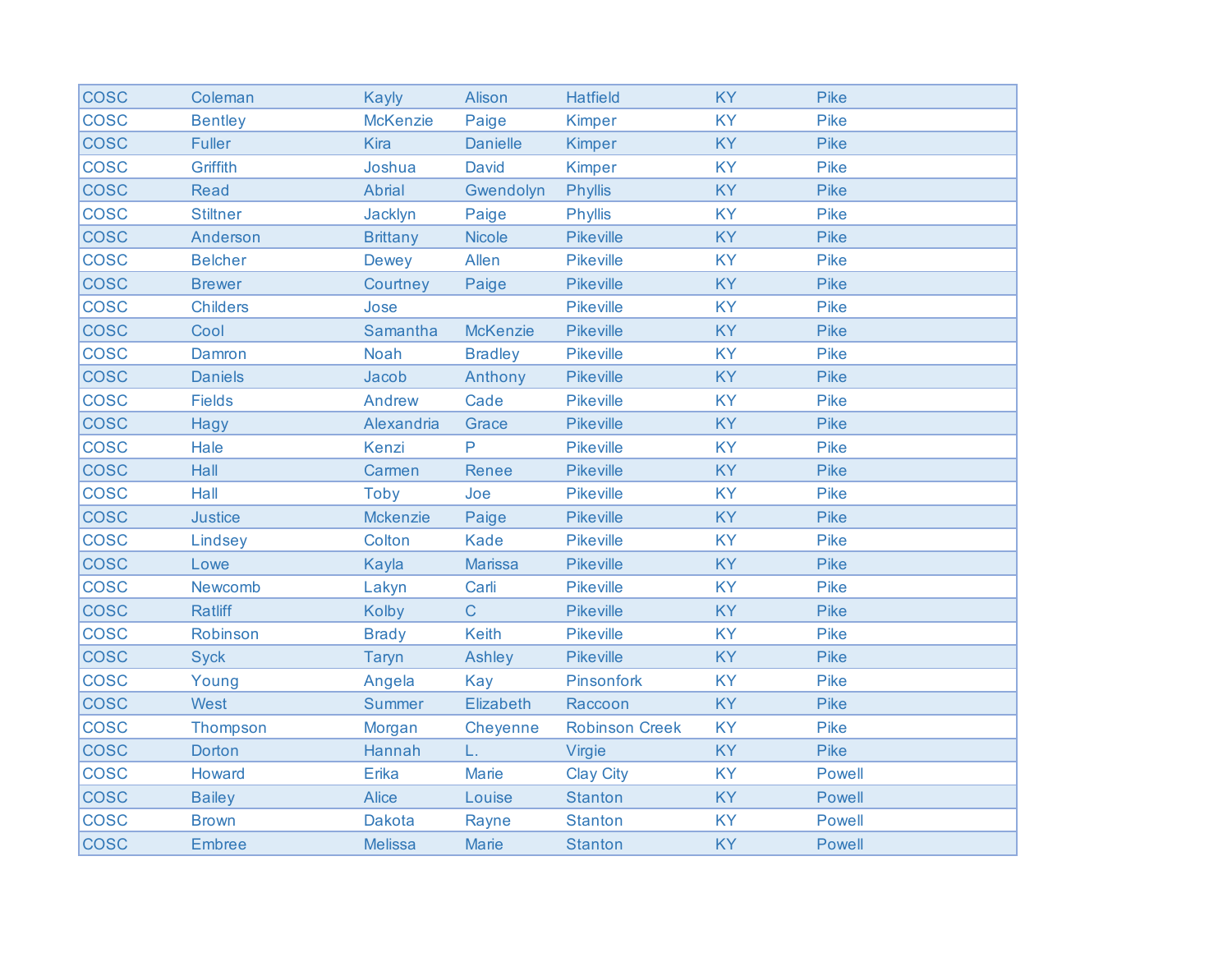| | | | | | | |
|---|---|---|---|---|---|---|
| COSC | Coleman | Kayly | Alison | Hatfield | KY | Pike |
| COSC | Bentley | McKenzie | Paige | Kimper | KY | Pike |
| COSC | Fuller | Kira | Danielle | Kimper | KY | Pike |
| COSC | Griffith | Joshua | David | Kimper | KY | Pike |
| COSC | Read | Abrial | Gwendolyn | Phyllis | KY | Pike |
| COSC | Stiltner | Jacklyn | Paige | Phyllis | KY | Pike |
| COSC | Anderson | Brittany | Nicole | Pikeville | KY | Pike |
| COSC | Belcher | Dewey | Allen | Pikeville | KY | Pike |
| COSC | Brewer | Courtney | Paige | Pikeville | KY | Pike |
| COSC | Childers | Jose | | Pikeville | KY | Pike |
| COSC | Cool | Samantha | McKenzie | Pikeville | KY | Pike |
| COSC | Damron | Noah | Bradley | Pikeville | KY | Pike |
| COSC | Daniels | Jacob | Anthony | Pikeville | KY | Pike |
| COSC | Fields | Andrew | Cade | Pikeville | KY | Pike |
| COSC | Hagy | Alexandria | Grace | Pikeville | KY | Pike |
| COSC | Hale | Kenzi | P | Pikeville | KY | Pike |
| COSC | Hall | Carmen | Renee | Pikeville | KY | Pike |
| COSC | Hall | Toby | Joe | Pikeville | KY | Pike |
| COSC | Justice | Mckenzie | Paige | Pikeville | KY | Pike |
| COSC | Lindsey | Colton | Kade | Pikeville | KY | Pike |
| COSC | Lowe | Kayla | Marissa | Pikeville | KY | Pike |
| COSC | Newcomb | Lakyn | Carli | Pikeville | KY | Pike |
| COSC | Ratliff | Kolby | C | Pikeville | KY | Pike |
| COSC | Robinson | Brady | Keith | Pikeville | KY | Pike |
| COSC | Syck | Taryn | Ashley | Pikeville | KY | Pike |
| COSC | Young | Angela | Kay | Pinsonfork | KY | Pike |
| COSC | West | Summer | Elizabeth | Raccoon | KY | Pike |
| COSC | Thompson | Morgan | Cheyenne | Robinson Creek | KY | Pike |
| COSC | Dorton | Hannah | L. | Virgie | KY | Pike |
| COSC | Howard | Erika | Marie | Clay City | KY | Powell |
| COSC | Bailey | Alice | Louise | Stanton | KY | Powell |
| COSC | Brown | Dakota | Rayne | Stanton | KY | Powell |
| COSC | Embree | Melissa | Marie | Stanton | KY | Powell |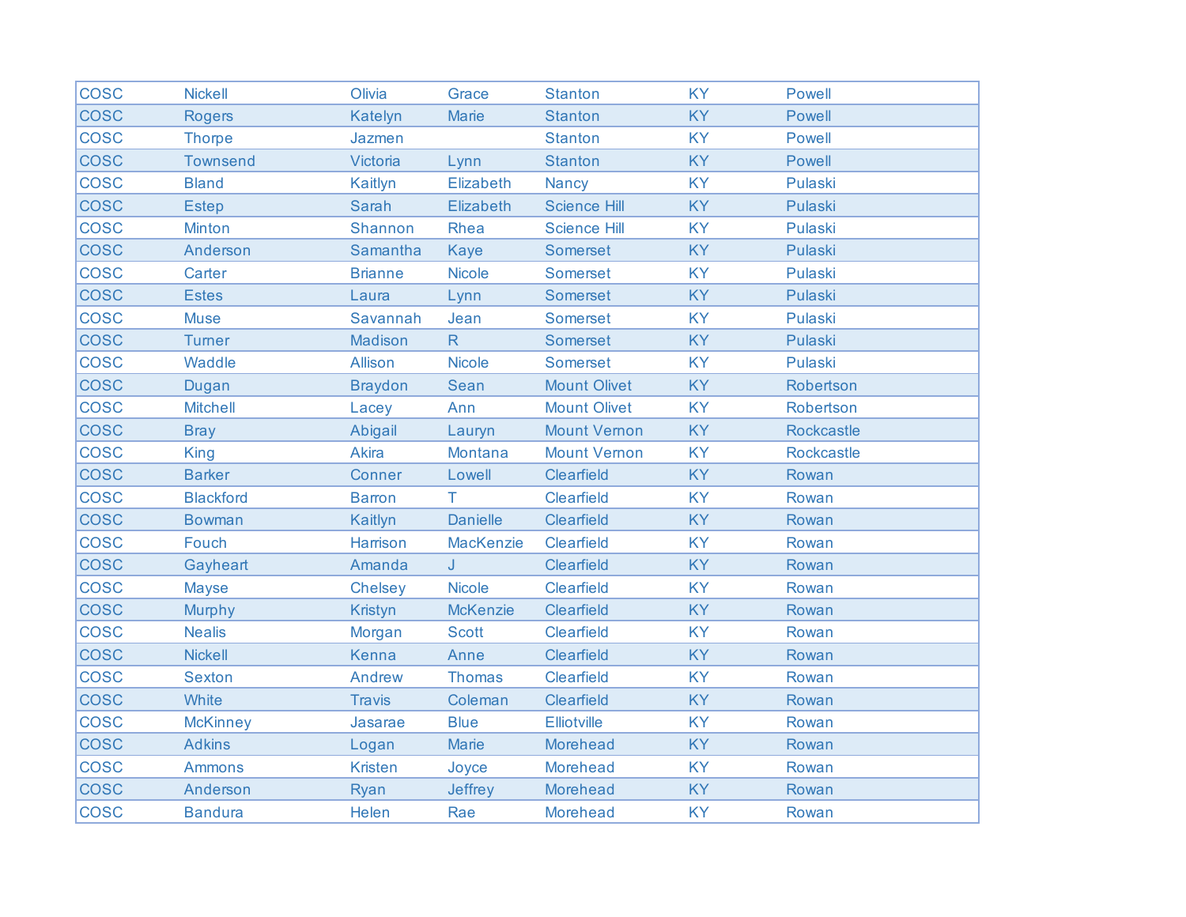| | | | | | | |
|---|---|---|---|---|---|---|
| COSC | Nickell | Olivia | Grace | Stanton | KY | Powell |
| COSC | Rogers | Katelyn | Marie | Stanton | KY | Powell |
| COSC | Thorpe | Jazmen | | Stanton | KY | Powell |
| COSC | Townsend | Victoria | Lynn | Stanton | KY | Powell |
| COSC | Bland | Kaitlyn | Elizabeth | Nancy | KY | Pulaski |
| COSC | Estep | Sarah | Elizabeth | Science Hill | KY | Pulaski |
| COSC | Minton | Shannon | Rhea | Science Hill | KY | Pulaski |
| COSC | Anderson | Samantha | Kaye | Somerset | KY | Pulaski |
| COSC | Carter | Brianne | Nicole | Somerset | KY | Pulaski |
| COSC | Estes | Laura | Lynn | Somerset | KY | Pulaski |
| COSC | Muse | Savannah | Jean | Somerset | KY | Pulaski |
| COSC | Turner | Madison | R | Somerset | KY | Pulaski |
| COSC | Waddle | Allison | Nicole | Somerset | KY | Pulaski |
| COSC | Dugan | Braydon | Sean | Mount Olivet | KY | Robertson |
| COSC | Mitchell | Lacey | Ann | Mount Olivet | KY | Robertson |
| COSC | Bray | Abigail | Lauryn | Mount Vernon | KY | Rockcastle |
| COSC | King | Akira | Montana | Mount Vernon | KY | Rockcastle |
| COSC | Barker | Conner | Lowell | Clearfield | KY | Rowan |
| COSC | Blackford | Barron | T | Clearfield | KY | Rowan |
| COSC | Bowman | Kaitlyn | Danielle | Clearfield | KY | Rowan |
| COSC | Fouch | Harrison | MacKenzie | Clearfield | KY | Rowan |
| COSC | Gayheart | Amanda | J | Clearfield | KY | Rowan |
| COSC | Mayse | Chelsey | Nicole | Clearfield | KY | Rowan |
| COSC | Murphy | Kristyn | McKenzie | Clearfield | KY | Rowan |
| COSC | Nealis | Morgan | Scott | Clearfield | KY | Rowan |
| COSC | Nickell | Kenna | Anne | Clearfield | KY | Rowan |
| COSC | Sexton | Andrew | Thomas | Clearfield | KY | Rowan |
| COSC | White | Travis | Coleman | Clearfield | KY | Rowan |
| COSC | McKinney | Jasarae | Blue | Elliotville | KY | Rowan |
| COSC | Adkins | Logan | Marie | Morehead | KY | Rowan |
| COSC | Ammons | Kristen | Joyce | Morehead | KY | Rowan |
| COSC | Anderson | Ryan | Jeffrey | Morehead | KY | Rowan |
| COSC | Bandura | Helen | Rae | Morehead | KY | Rowan |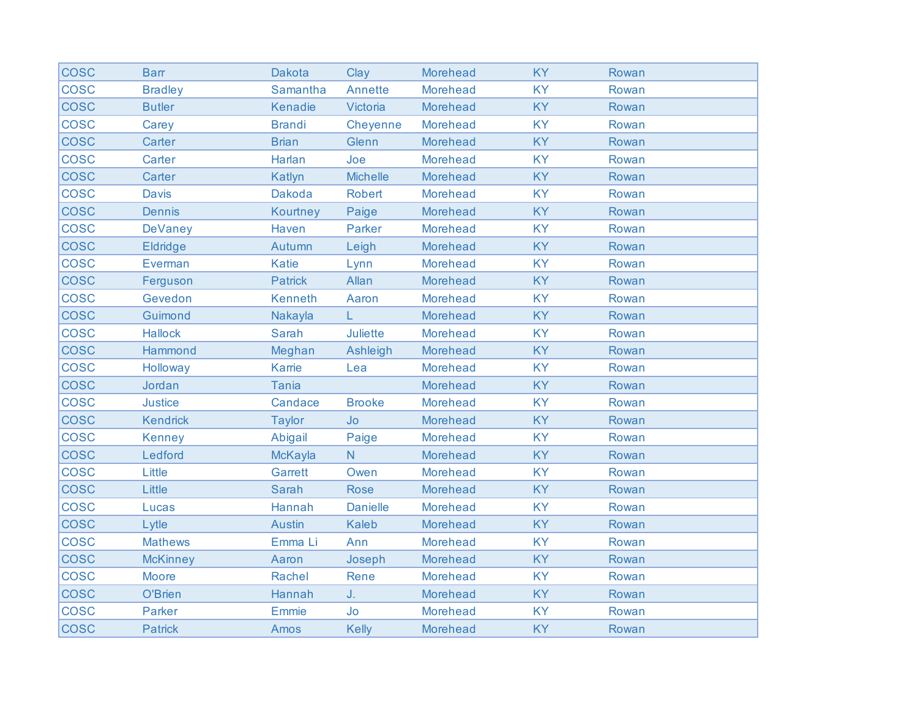| | | | | | | |
|---|---|---|---|---|---|---|
| COSC | Barr | Dakota | Clay | Morehead | KY | Rowan |
| COSC | Bradley | Samantha | Annette | Morehead | KY | Rowan |
| COSC | Butler | Kenadie | Victoria | Morehead | KY | Rowan |
| COSC | Carey | Brandi | Cheyenne | Morehead | KY | Rowan |
| COSC | Carter | Brian | Glenn | Morehead | KY | Rowan |
| COSC | Carter | Harlan | Joe | Morehead | KY | Rowan |
| COSC | Carter | Katlyn | Michelle | Morehead | KY | Rowan |
| COSC | Davis | Dakoda | Robert | Morehead | KY | Rowan |
| COSC | Dennis | Kourtney | Paige | Morehead | KY | Rowan |
| COSC | DeVaney | Haven | Parker | Morehead | KY | Rowan |
| COSC | Eldridge | Autumn | Leigh | Morehead | KY | Rowan |
| COSC | Everman | Katie | Lynn | Morehead | KY | Rowan |
| COSC | Ferguson | Patrick | Allan | Morehead | KY | Rowan |
| COSC | Gevedon | Kenneth | Aaron | Morehead | KY | Rowan |
| COSC | Guimond | Nakayla | L | Morehead | KY | Rowan |
| COSC | Hallock | Sarah | Juliette | Morehead | KY | Rowan |
| COSC | Hammond | Meghan | Ashleigh | Morehead | KY | Rowan |
| COSC | Holloway | Karrie | Lea | Morehead | KY | Rowan |
| COSC | Jordan | Tania | | Morehead | KY | Rowan |
| COSC | Justice | Candace | Brooke | Morehead | KY | Rowan |
| COSC | Kendrick | Taylor | Jo | Morehead | KY | Rowan |
| COSC | Kenney | Abigail | Paige | Morehead | KY | Rowan |
| COSC | Ledford | McKayla | N | Morehead | KY | Rowan |
| COSC | Little | Garrett | Owen | Morehead | KY | Rowan |
| COSC | Little | Sarah | Rose | Morehead | KY | Rowan |
| COSC | Lucas | Hannah | Danielle | Morehead | KY | Rowan |
| COSC | Lytle | Austin | Kaleb | Morehead | KY | Rowan |
| COSC | Mathews | Emma Li | Ann | Morehead | KY | Rowan |
| COSC | McKinney | Aaron | Joseph | Morehead | KY | Rowan |
| COSC | Moore | Rachel | Rene | Morehead | KY | Rowan |
| COSC | O'Brien | Hannah | J. | Morehead | KY | Rowan |
| COSC | Parker | Emmie | Jo | Morehead | KY | Rowan |
| COSC | Patrick | Amos | Kelly | Morehead | KY | Rowan |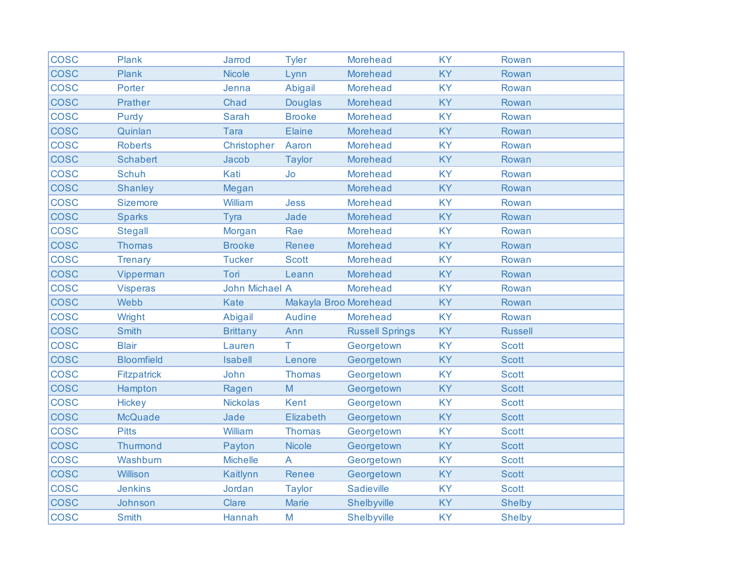| | | | | | | |
|---|---|---|---|---|---|---|
| COSC | Plank | Jarrod | Tyler | Morehead | KY | Rowan |
| COSC | Plank | Nicole | Lynn | Morehead | KY | Rowan |
| COSC | Porter | Jenna | Abigail | Morehead | KY | Rowan |
| COSC | Prather | Chad | Douglas | Morehead | KY | Rowan |
| COSC | Purdy | Sarah | Brooke | Morehead | KY | Rowan |
| COSC | Quinlan | Tara | Elaine | Morehead | KY | Rowan |
| COSC | Roberts | Christopher | Aaron | Morehead | KY | Rowan |
| COSC | Schabert | Jacob | Taylor | Morehead | KY | Rowan |
| COSC | Schuh | Kati | Jo | Morehead | KY | Rowan |
| COSC | Shanley | Megan | | Morehead | KY | Rowan |
| COSC | Sizemore | William | Jess | Morehead | KY | Rowan |
| COSC | Sparks | Tyra | Jade | Morehead | KY | Rowan |
| COSC | Stegall | Morgan | Rae | Morehead | KY | Rowan |
| COSC | Thomas | Brooke | Renee | Morehead | KY | Rowan |
| COSC | Trenary | Tucker | Scott | Morehead | KY | Rowan |
| COSC | Vipperman | Tori | Leann | Morehead | KY | Rowan |
| COSC | Visperas | John Michael | A | Morehead | KY | Rowan |
| COSC | Webb | Kate | Makayla Broo | Morehead | KY | Rowan |
| COSC | Wright | Abigail | Audine | Morehead | KY | Rowan |
| COSC | Smith | Brittany | Ann | Russell Springs | KY | Russell |
| COSC | Blair | Lauren | T | Georgetown | KY | Scott |
| COSC | Bloomfield | Isabell | Lenore | Georgetown | KY | Scott |
| COSC | Fitzpatrick | John | Thomas | Georgetown | KY | Scott |
| COSC | Hampton | Ragen | M | Georgetown | KY | Scott |
| COSC | Hickey | Nickolas | Kent | Georgetown | KY | Scott |
| COSC | McQuade | Jade | Elizabeth | Georgetown | KY | Scott |
| COSC | Pitts | William | Thomas | Georgetown | KY | Scott |
| COSC | Thurmond | Payton | Nicole | Georgetown | KY | Scott |
| COSC | Washburn | Michelle | A | Georgetown | KY | Scott |
| COSC | Willison | Kaitlynn | Renee | Georgetown | KY | Scott |
| COSC | Jenkins | Jordan | Taylor | Sadieville | KY | Scott |
| COSC | Johnson | Clare | Marie | Shelbyville | KY | Shelby |
| COSC | Smith | Hannah | M | Shelbyville | KY | Shelby |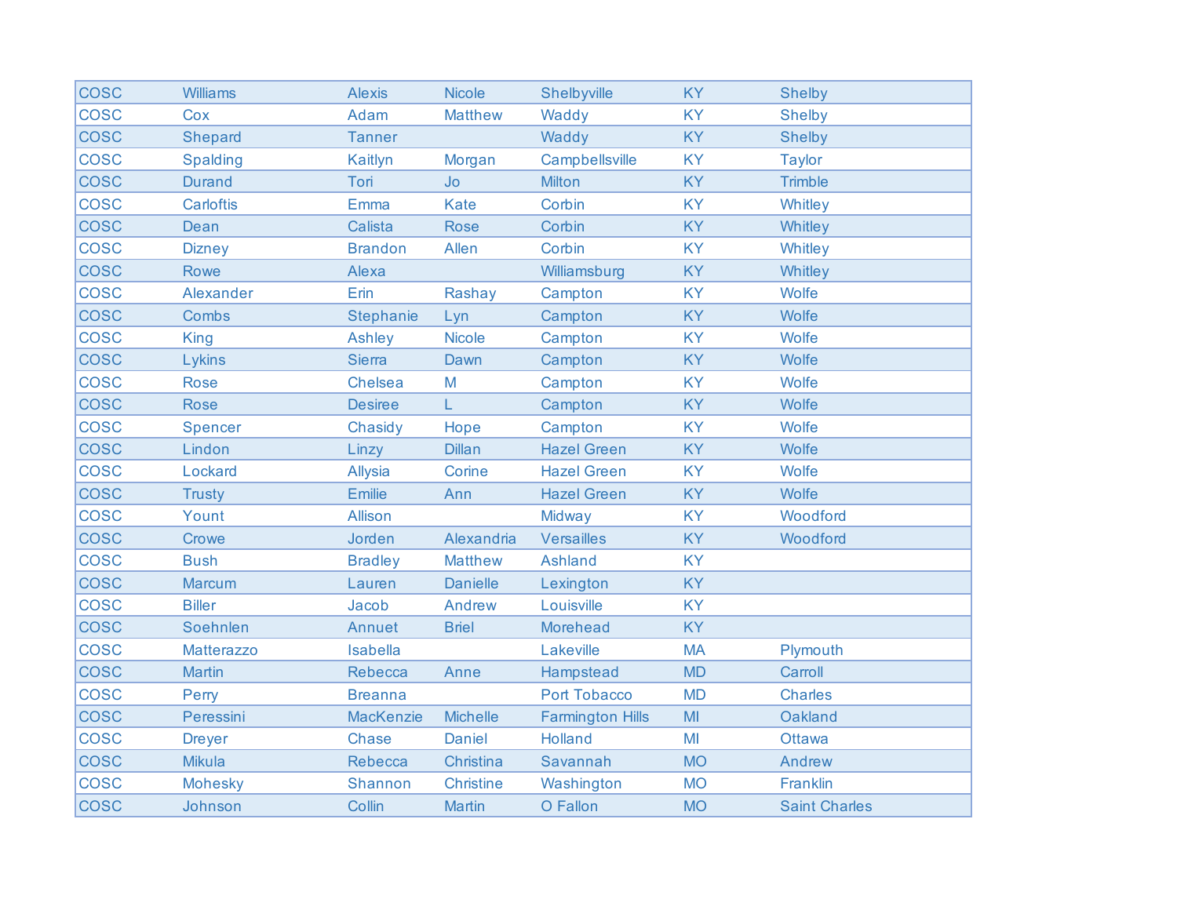| COSC | Williams | Alexis | Nicole | Shelbyville | KY | Shelby |
|---|---|---|---|---|---|---|
| COSC | Cox | Adam | Matthew | Waddy | KY | Shelby |
| COSC | Shepard | Tanner | | Waddy | KY | Shelby |
| COSC | Spalding | Kaitlyn | Morgan | Campbellsville | KY | Taylor |
| COSC | Durand | Tori | Jo | Milton | KY | Trimble |
| COSC | Carloftis | Emma | Kate | Corbin | KY | Whitley |
| COSC | Dean | Calista | Rose | Corbin | KY | Whitley |
| COSC | Dizney | Brandon | Allen | Corbin | KY | Whitley |
| COSC | Rowe | Alexa | | Williamsburg | KY | Whitley |
| COSC | Alexander | Erin | Rashay | Campton | KY | Wolfe |
| COSC | Combs | Stephanie | Lyn | Campton | KY | Wolfe |
| COSC | King | Ashley | Nicole | Campton | KY | Wolfe |
| COSC | Lykins | Sierra | Dawn | Campton | KY | Wolfe |
| COSC | Rose | Chelsea | M | Campton | KY | Wolfe |
| COSC | Rose | Desiree | L | Campton | KY | Wolfe |
| COSC | Spencer | Chasidy | Hope | Campton | KY | Wolfe |
| COSC | Lindon | Linzy | Dillan | Hazel Green | KY | Wolfe |
| COSC | Lockard | Allysia | Corine | Hazel Green | KY | Wolfe |
| COSC | Trusty | Emilie | Ann | Hazel Green | KY | Wolfe |
| COSC | Yount | Allison | | Midway | KY | Woodford |
| COSC | Crowe | Jorden | Alexandria | Versailles | KY | Woodford |
| COSC | Bush | Bradley | Matthew | Ashland | KY | |
| COSC | Marcum | Lauren | Danielle | Lexington | KY | |
| COSC | Biller | Jacob | Andrew | Louisville | KY | |
| COSC | Soehnlen | Annuet | Briel | Morehead | KY | |
| COSC | Matterazzo | Isabella | | Lakeville | MA | Plymouth |
| COSC | Martin | Rebecca | Anne | Hampstead | MD | Carroll |
| COSC | Perry | Breanna | | Port Tobacco | MD | Charles |
| COSC | Peressini | MacKenzie | Michelle | Farmington Hills | MI | Oakland |
| COSC | Dreyer | Chase | Daniel | Holland | MI | Ottawa |
| COSC | Mikula | Rebecca | Christina | Savannah | MO | Andrew |
| COSC | Mohesky | Shannon | Christine | Washington | MO | Franklin |
| COSC | Johnson | Collin | Martin | O Fallon | MO | Saint Charles |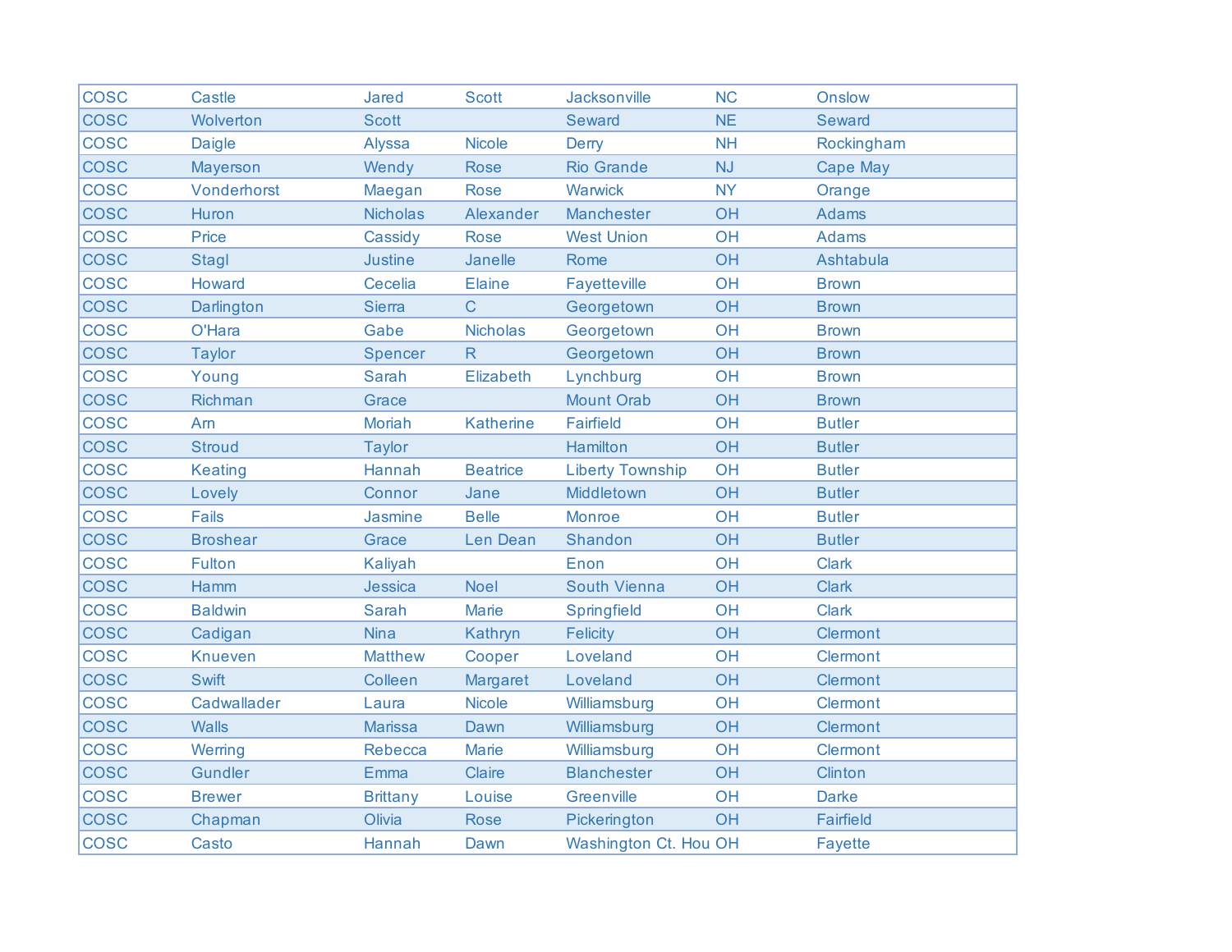| | | | | | | |
|---|---|---|---|---|---|---|
| COSC | Castle | Jared | Scott | Jacksonville | NC | Onslow |
| COSC | Wolverton | Scott | | Seward | NE | Seward |
| COSC | Daigle | Alyssa | Nicole | Derry | NH | Rockingham |
| COSC | Mayerson | Wendy | Rose | Rio Grande | NJ | Cape May |
| COSC | Vonderhorst | Maegan | Rose | Warwick | NY | Orange |
| COSC | Huron | Nicholas | Alexander | Manchester | OH | Adams |
| COSC | Price | Cassidy | Rose | West Union | OH | Adams |
| COSC | Stagl | Justine | Janelle | Rome | OH | Ashtabula |
| COSC | Howard | Cecelia | Elaine | Fayetteville | OH | Brown |
| COSC | Darlington | Sierra | C | Georgetown | OH | Brown |
| COSC | O'Hara | Gabe | Nicholas | Georgetown | OH | Brown |
| COSC | Taylor | Spencer | R | Georgetown | OH | Brown |
| COSC | Young | Sarah | Elizabeth | Lynchburg | OH | Brown |
| COSC | Richman | Grace | | Mount Orab | OH | Brown |
| COSC | Arn | Moriah | Katherine | Fairfield | OH | Butler |
| COSC | Stroud | Taylor | | Hamilton | OH | Butler |
| COSC | Keating | Hannah | Beatrice | Liberty Township | OH | Butler |
| COSC | Lovely | Connor | Jane | Middletown | OH | Butler |
| COSC | Fails | Jasmine | Belle | Monroe | OH | Butler |
| COSC | Broshear | Grace | Len Dean | Shandon | OH | Butler |
| COSC | Fulton | Kaliyah | | Enon | OH | Clark |
| COSC | Hamm | Jessica | Noel | South Vienna | OH | Clark |
| COSC | Baldwin | Sarah | Marie | Springfield | OH | Clark |
| COSC | Cadigan | Nina | Kathryn | Felicity | OH | Clermont |
| COSC | Knueven | Matthew | Cooper | Loveland | OH | Clermont |
| COSC | Swift | Colleen | Margaret | Loveland | OH | Clermont |
| COSC | Cadwallader | Laura | Nicole | Williamsburg | OH | Clermont |
| COSC | Walls | Marissa | Dawn | Williamsburg | OH | Clermont |
| COSC | Werring | Rebecca | Marie | Williamsburg | OH | Clermont |
| COSC | Gundler | Emma | Claire | Blanchester | OH | Clinton |
| COSC | Brewer | Brittany | Louise | Greenville | OH | Darke |
| COSC | Chapman | Olivia | Rose | Pickerington | OH | Fairfield |
| COSC | Casto | Hannah | Dawn | Washington Ct. Hou | OH | Fayette |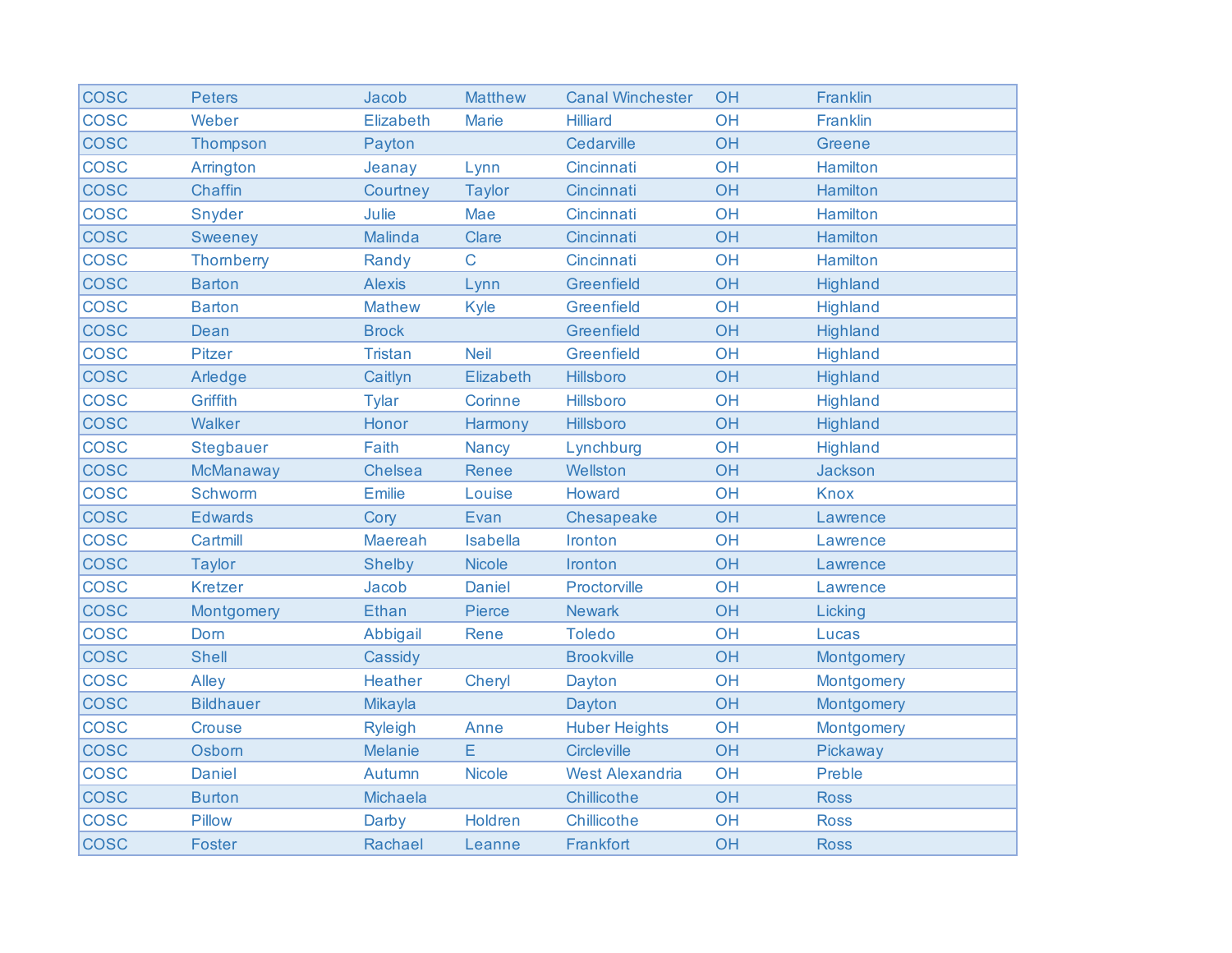| | | | | | | |
|---|---|---|---|---|---|---|
| COSC | Peters | Jacob | Matthew | Canal Winchester | OH | Franklin |
| COSC | Weber | Elizabeth | Marie | Hilliard | OH | Franklin |
| COSC | Thompson | Payton | | Cedarville | OH | Greene |
| COSC | Arrington | Jeanay | Lynn | Cincinnati | OH | Hamilton |
| COSC | Chaffin | Courtney | Taylor | Cincinnati | OH | Hamilton |
| COSC | Snyder | Julie | Mae | Cincinnati | OH | Hamilton |
| COSC | Sweeney | Malinda | Clare | Cincinnati | OH | Hamilton |
| COSC | Thornberry | Randy | C | Cincinnati | OH | Hamilton |
| COSC | Barton | Alexis | Lynn | Greenfield | OH | Highland |
| COSC | Barton | Mathew | Kyle | Greenfield | OH | Highland |
| COSC | Dean | Brock | | Greenfield | OH | Highland |
| COSC | Pitzer | Tristan | Neil | Greenfield | OH | Highland |
| COSC | Arledge | Caitlyn | Elizabeth | Hillsboro | OH | Highland |
| COSC | Griffith | Tylar | Corinne | Hillsboro | OH | Highland |
| COSC | Walker | Honor | Harmony | Hillsboro | OH | Highland |
| COSC | Stegbauer | Faith | Nancy | Lynchburg | OH | Highland |
| COSC | McManaway | Chelsea | Renee | Wellston | OH | Jackson |
| COSC | Schworm | Emilie | Louise | Howard | OH | Knox |
| COSC | Edwards | Cory | Evan | Chesapeake | OH | Lawrence |
| COSC | Cartmill | Maereah | Isabella | Ironton | OH | Lawrence |
| COSC | Taylor | Shelby | Nicole | Ironton | OH | Lawrence |
| COSC | Kretzer | Jacob | Daniel | Proctorville | OH | Lawrence |
| COSC | Montgomery | Ethan | Pierce | Newark | OH | Licking |
| COSC | Dorn | Abbigail | Rene | Toledo | OH | Lucas |
| COSC | Shell | Cassidy | | Brookville | OH | Montgomery |
| COSC | Alley | Heather | Cheryl | Dayton | OH | Montgomery |
| COSC | Bildhauer | Mikayla | | Dayton | OH | Montgomery |
| COSC | Crouse | Ryleigh | Anne | Huber Heights | OH | Montgomery |
| COSC | Osborn | Melanie | E | Circleville | OH | Pickaway |
| COSC | Daniel | Autumn | Nicole | West Alexandria | OH | Preble |
| COSC | Burton | Michaela | | Chillicothe | OH | Ross |
| COSC | Pillow | Darby | Holdren | Chillicothe | OH | Ross |
| COSC | Foster | Rachael | Leanne | Frankfort | OH | Ross |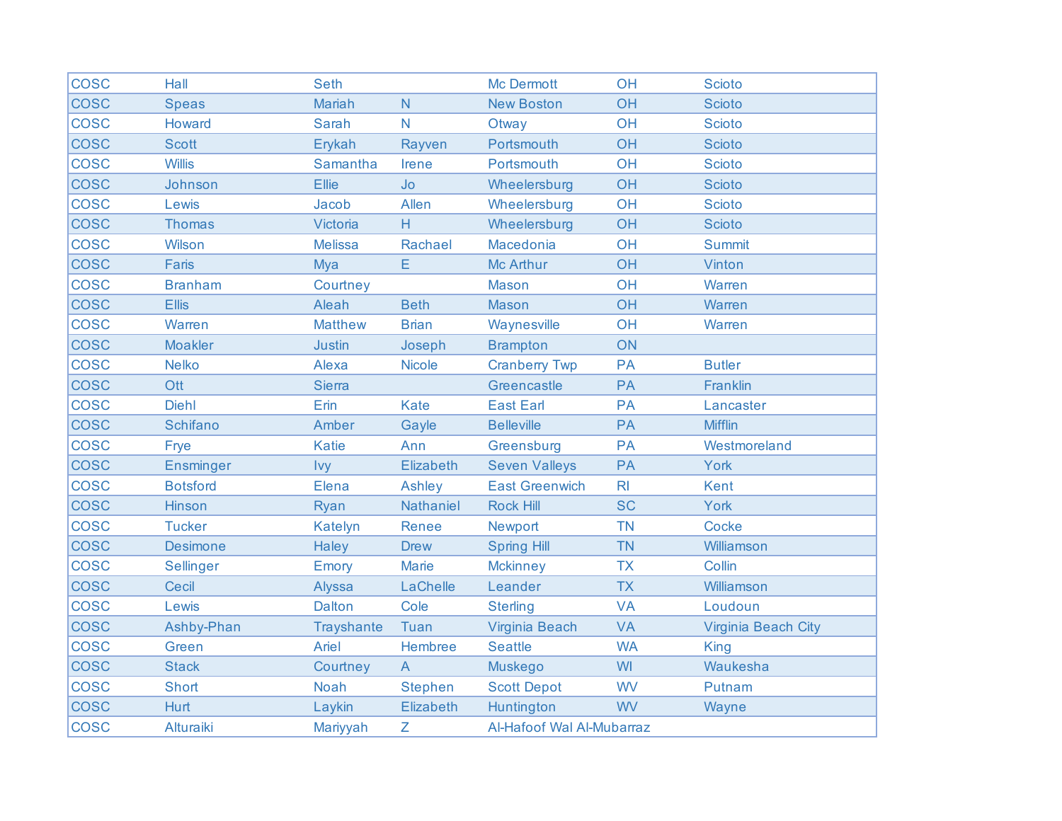| | | | | | | |
|---|---|---|---|---|---|---|
| COSC | Hall | Seth | | Mc Dermott | OH | Scioto |
| COSC | Speas | Mariah | N | New Boston | OH | Scioto |
| COSC | Howard | Sarah | N | Otway | OH | Scioto |
| COSC | Scott | Erykah | Rayven | Portsmouth | OH | Scioto |
| COSC | Willis | Samantha | Irene | Portsmouth | OH | Scioto |
| COSC | Johnson | Ellie | Jo | Wheelersburg | OH | Scioto |
| COSC | Lewis | Jacob | Allen | Wheelersburg | OH | Scioto |
| COSC | Thomas | Victoria | H | Wheelersburg | OH | Scioto |
| COSC | Wilson | Melissa | Rachael | Macedonia | OH | Summit |
| COSC | Faris | Mya | E | Mc Arthur | OH | Vinton |
| COSC | Branham | Courtney | | Mason | OH | Warren |
| COSC | Ellis | Aleah | Beth | Mason | OH | Warren |
| COSC | Warren | Matthew | Brian | Waynesville | OH | Warren |
| COSC | Moakler | Justin | Joseph | Brampton | ON | |
| COSC | Nelko | Alexa | Nicole | Cranberry Twp | PA | Butler |
| COSC | Ott | Sierra | | Greencastle | PA | Franklin |
| COSC | Diehl | Erin | Kate | East Earl | PA | Lancaster |
| COSC | Schifano | Amber | Gayle | Belleville | PA | Mifflin |
| COSC | Frye | Katie | Ann | Greensburg | PA | Westmoreland |
| COSC | Ensminger | Ivy | Elizabeth | Seven Valleys | PA | York |
| COSC | Botsford | Elena | Ashley | East Greenwich | RI | Kent |
| COSC | Hinson | Ryan | Nathaniel | Rock Hill | SC | York |
| COSC | Tucker | Katelyn | Renee | Newport | TN | Cocke |
| COSC | Desimone | Haley | Drew | Spring Hill | TN | Williamson |
| COSC | Sellinger | Emory | Marie | Mckinney | TX | Collin |
| COSC | Cecil | Alyssa | LaChelle | Leander | TX | Williamson |
| COSC | Lewis | Dalton | Cole | Sterling | VA | Loudoun |
| COSC | Ashby-Phan | Trayshante | Tuan | Virginia Beach | VA | Virginia Beach City |
| COSC | Green | Ariel | Hembree | Seattle | WA | King |
| COSC | Stack | Courtney | A | Muskego | WI | Waukesha |
| COSC | Short | Noah | Stephen | Scott Depot | WV | Putnam |
| COSC | Hurt | Laykin | Elizabeth | Huntington | WV | Wayne |
| COSC | Alturaiki | Mariyyah | Z | Al-Hafoof Wal Al-Mubarraz | | |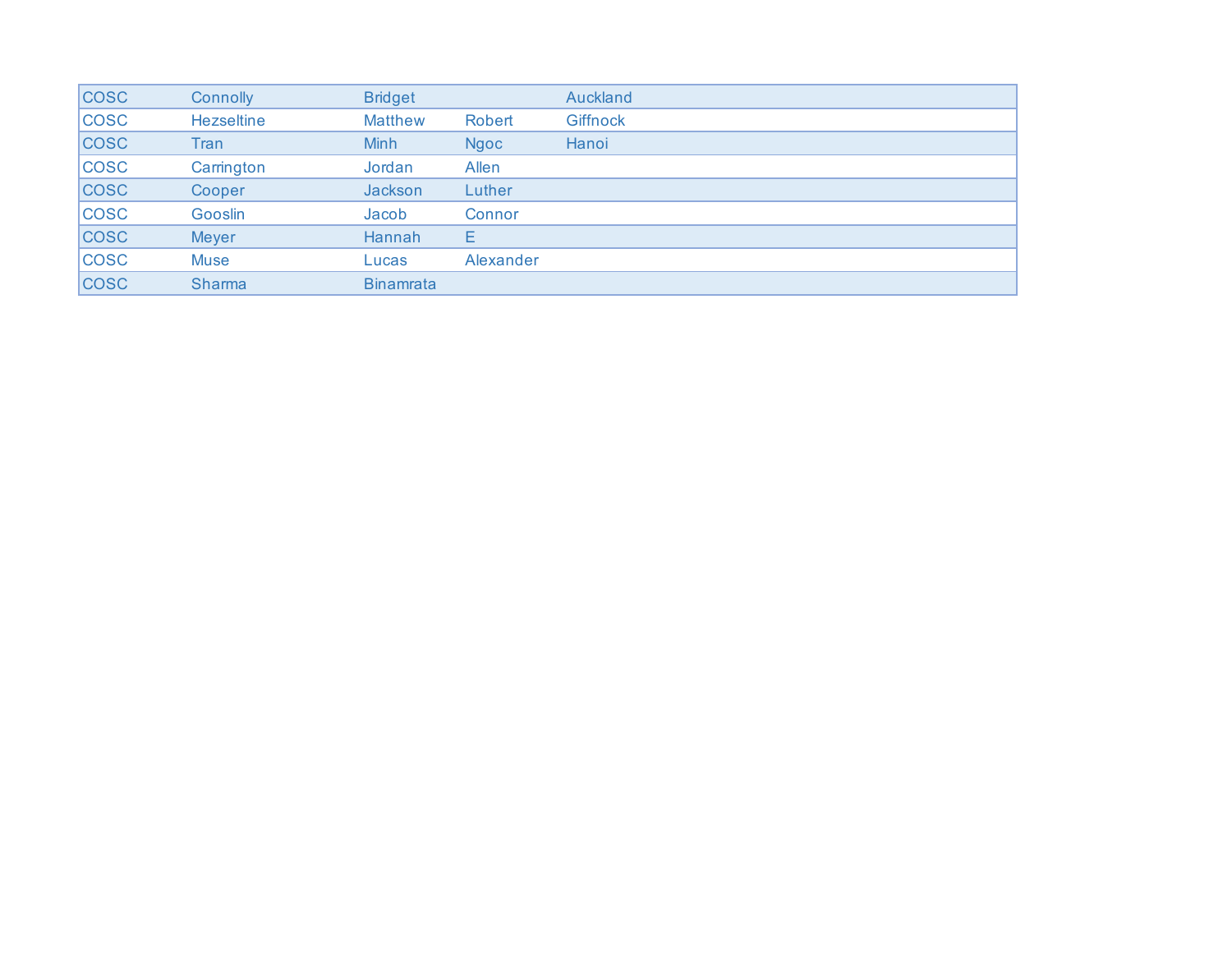| | | | | |
|---|---|---|---|---|
| COSC | Connolly | Bridget | | Auckland |
| COSC | Hezseltine | Matthew | Robert | Giffnock |
| COSC | Tran | Minh | Ngoc | Hanoi |
| COSC | Carrington | Jordan | Allen | |
| COSC | Cooper | Jackson | Luther | |
| COSC | Gooslin | Jacob | Connor | |
| COSC | Meyer | Hannah | E | |
| COSC | Muse | Lucas | Alexander | |
| COSC | Sharma | Binamrata | | |